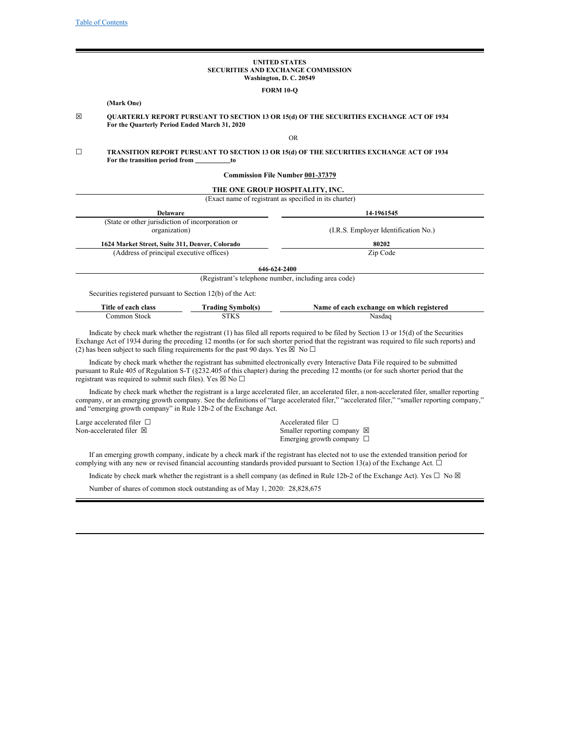Table of Contents

**UNITED STATES**
**SECURITIES AND EXCHANGE COMMISSION**
**Washington, D. C. 20549**

**FORM 10-Q**

**(Mark One)**

☒ **QUARTERLY REPORT PURSUANT TO SECTION 13 OR 15(d) OF THE SECURITIES EXCHANGE ACT OF 1934**
**For the Quarterly Period Ended March 31, 2020**

OR

☐ **TRANSITION REPORT PURSUANT TO SECTION 13 OR 15(d) OF THE SECURITIES EXCHANGE ACT OF 1934**
**For the transition period from \_\_\_\_\_\_\_\_\_\_to**

**Commission File Number 001-37379**

**THE ONE GROUP HOSPITALITY, INC.**
(Exact name of registrant as specified in its charter)

| **Delaware** | **14-1961545** |
|---|---|
| (State or other jurisdiction of incorporation or organization) | (I.R.S. Employer Identification No.) |
| **1624 Market Street, Suite 311, Denver, Colorado** | **80202** |
| (Address of principal executive offices) | Zip Code |

**646-624-2400**
(Registrant's telephone number, including area code)

Securities registered pursuant to Section 12(b) of the Act:

| Title of each class | Trading Symbol(s) | Name of each exchange on which registered |
|---|---|---|
| Common Stock | STKS | Nasdaq |

Indicate by check mark whether the registrant (1) has filed all reports required to be filed by Section 13 or 15(d) of the Securities Exchange Act of 1934 during the preceding 12 months (or for such shorter period that the registrant was required to file such reports) and (2) has been subject to such filing requirements for the past 90 days. Yes ☒ No ☐

Indicate by check mark whether the registrant has submitted electronically every Interactive Data File required to be submitted pursuant to Rule 405 of Regulation S-T (§232.405 of this chapter) during the preceding 12 months (or for such shorter period that the registrant was required to submit such files). Yes ☒ No ☐

Indicate by check mark whether the registrant is a large accelerated filer, an accelerated filer, a non-accelerated filer, smaller reporting company, or an emerging growth company. See the definitions of "large accelerated filer," "accelerated filer," "smaller reporting company," and "emerging growth company" in Rule 12b-2 of the Exchange Act.

| | |
|---|---|
| Large accelerated filer ☐ | Accelerated filer ☐ |
| Non-accelerated filer ☒ | Smaller reporting company ☒ |
| | Emerging growth company ☐ |

If an emerging growth company, indicate by a check mark if the registrant has elected not to use the extended transition period for complying with any new or revised financial accounting standards provided pursuant to Section 13(a) of the Exchange Act. ☐

Indicate by check mark whether the registrant is a shell company (as defined in Rule 12b-2 of the Exchange Act). Yes ☐ No ☒

Number of shares of common stock outstanding as of May 1, 2020: 28,828,675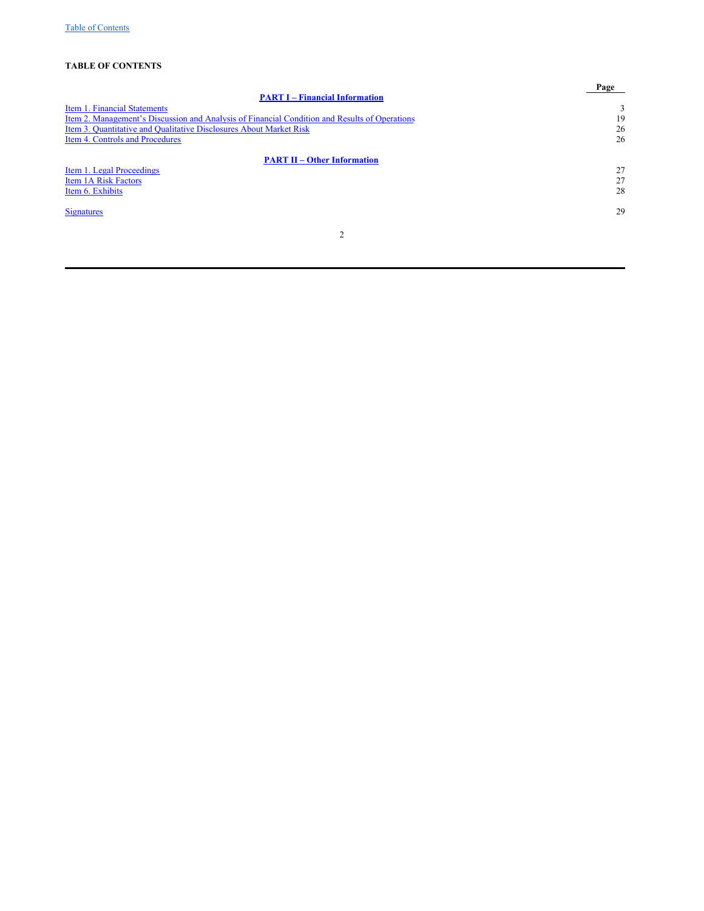## TABLE OF CONTENTS

| | Page |
|---|---|
| **PART I – Financial Information** | |
| Item 1. Financial Statements | 3 |
| Item 2. Management's Discussion and Analysis of Financial Condition and Results of Operations | 19 |
| Item 3. Quantitative and Qualitative Disclosures About Market Risk | 26 |
| Item 4. Controls and Procedures | 26 |
| **PART II – Other Information** | |
| Item 1. Legal Proceedings | 27 |
| Item 1A Risk Factors | 27 |
| Item 6. Exhibits | 28 |
| Signatures | 29 |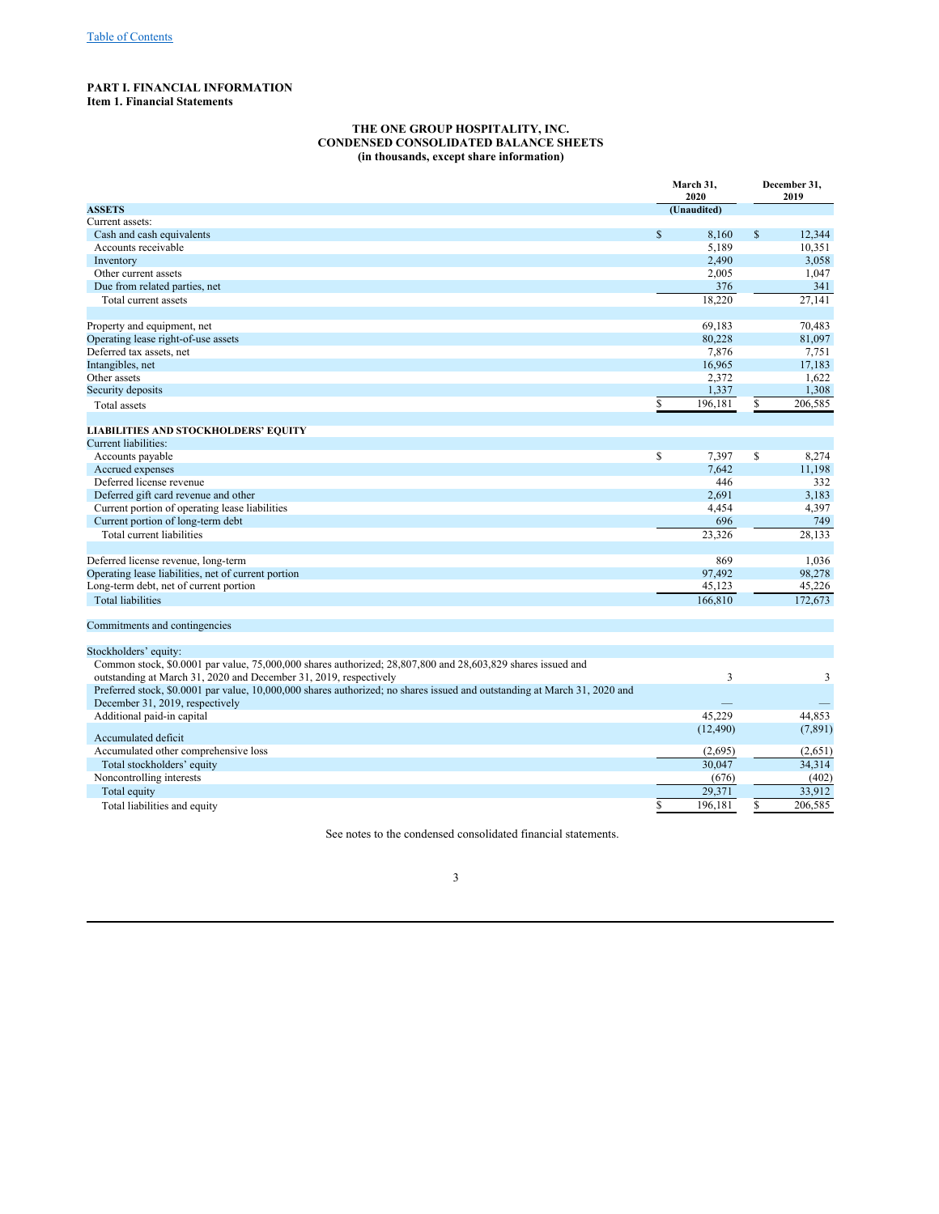[Table of Contents](#)

# PART I. FINANCIAL INFORMATION

## Item 1. Financial Statements

**THE ONE GROUP HOSPITALITY, INC.**
**CONDENSED CONSOLIDATED BALANCE SHEETS**
**(in thousands, except share information)**

| | March 31, 2020 | December 31, 2019 |
|---|---|---|
| **ASSETS** | (Unaudited) | |
| Current assets: | | |
| Cash and cash equivalents | $ 8,160 | $ 12,344 |
| Accounts receivable | 5,189 | 10,351 |
| Inventory | 2,490 | 3,058 |
| Other current assets | 2,005 | 1,047 |
| Due from related parties, net | 376 | 341 |
| Total current assets | 18,220 | 27,141 |
| | | |
| Property and equipment, net | 69,183 | 70,483 |
| Operating lease right-of-use assets | 80,228 | 81,097 |
| Deferred tax assets, net | 7,876 | 7,751 |
| Intangibles, net | 16,965 | 17,183 |
| Other assets | 2,372 | 1,622 |
| Security deposits | 1,337 | 1,308 |
| Total assets | $ 196,181 | $ 206,585 |
| | | |
| **LIABILITIES AND STOCKHOLDERS' EQUITY** | | |
| Current liabilities: | | |
| Accounts payable | $ 7,397 | $ 8,274 |
| Accrued expenses | 7,642 | 11,198 |
| Deferred license revenue | 446 | 332 |
| Deferred gift card revenue and other | 2,691 | 3,183 |
| Current portion of operating lease liabilities | 4,454 | 4,397 |
| Current portion of long-term debt | 696 | 749 |
| Total current liabilities | 23,326 | 28,133 |
| | | |
| Deferred license revenue, long-term | 869 | 1,036 |
| Operating lease liabilities, net of current portion | 97,492 | 98,278 |
| Long-term debt, net of current portion | 45,123 | 45,226 |
| Total liabilities | 166,810 | 172,673 |
| | | |
| Commitments and contingencies | | |
| | | |
| Stockholders' equity: | | |
| Common stock, $0.0001 par value, 75,000,000 shares authorized; 28,807,800 and 28,603,829 shares issued and outstanding at March 31, 2020 and December 31, 2019, respectively | 3 | 3 |
| Preferred stock, $0.0001 par value, 10,000,000 shares authorized; no shares issued and outstanding at March 31, 2020 and December 31, 2019, respectively | — | — |
| Additional paid-in capital | 45,229 | 44,853 |
| Accumulated deficit | (12,490) | (7,891) |
| Accumulated other comprehensive loss | (2,695) | (2,651) |
| Total stockholders' equity | 30,047 | 34,314 |
| Noncontrolling interests | (676) | (402) |
| Total equity | 29,371 | 33,912 |
| Total liabilities and equity | $ 196,181 | $ 206,585 |

See notes to the condensed consolidated financial statements.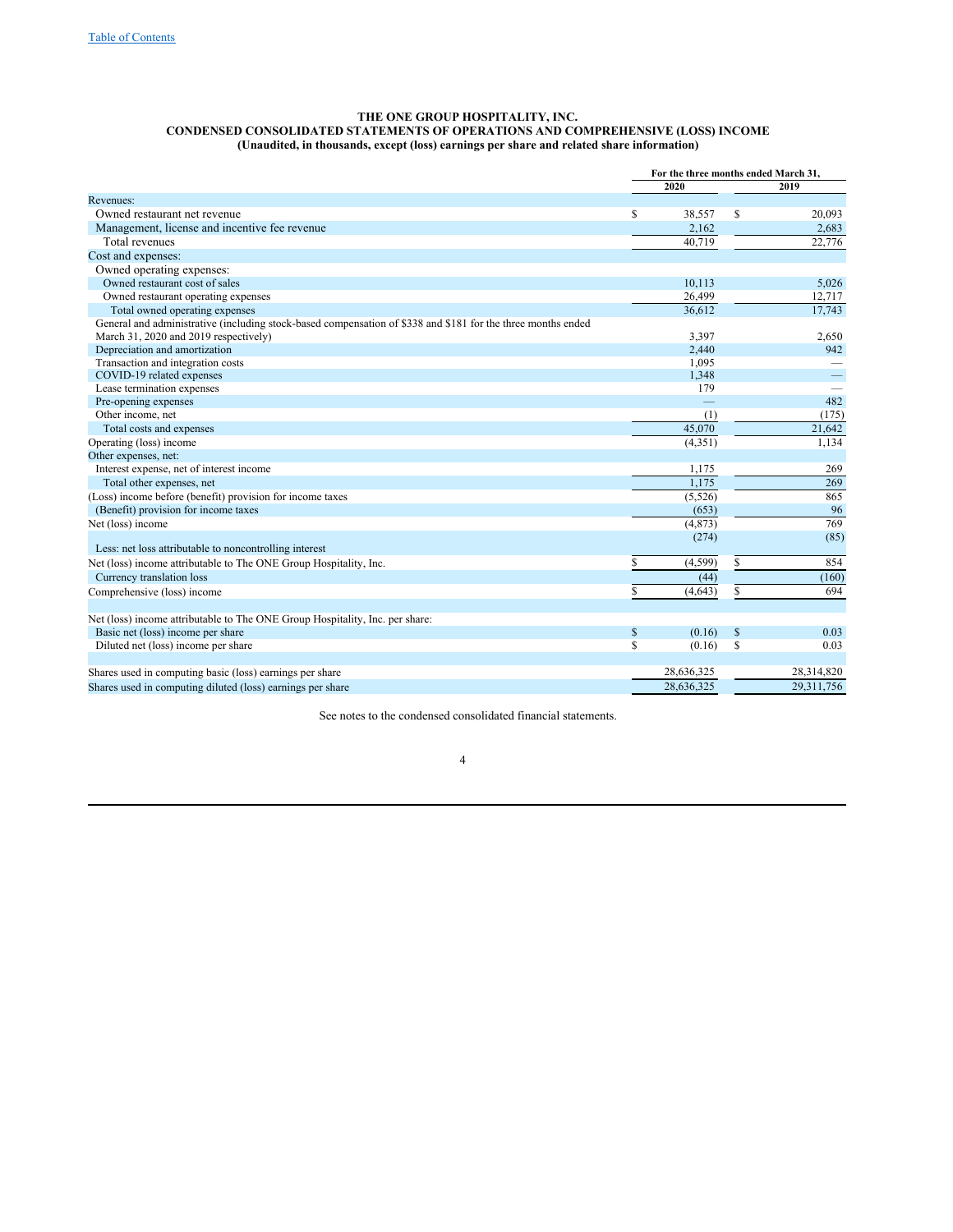**THE ONE GROUP HOSPITALITY, INC.**
**CONDENSED CONSOLIDATED STATEMENTS OF OPERATIONS AND COMPREHENSIVE (LOSS) INCOME**
**(Unaudited, in thousands, except (loss) earnings per share and related share information)**

| | For the three months ended March 31, | |
|---|---|---|
| | 2020 | 2019 |
| Revenues: | | |
| Owned restaurant net revenue | $ 38,557 | $ 20,093 |
| Management, license and incentive fee revenue | 2,162 | 2,683 |
| Total revenues | 40,719 | 22,776 |
| Cost and expenses: | | |
| Owned operating expenses: | | |
| Owned restaurant cost of sales | 10,113 | 5,026 |
| Owned restaurant operating expenses | 26,499 | 12,717 |
| Total owned operating expenses | 36,612 | 17,743 |
| General and administrative (including stock-based compensation of $338 and $181 for the three months ended March 31, 2020 and 2019 respectively) | 3,397 | 2,650 |
| Depreciation and amortization | 2,440 | 942 |
| Transaction and integration costs | 1,095 | — |
| COVID-19 related expenses | 1,348 | — |
| Lease termination expenses | 179 | — |
| Pre-opening expenses | — | 482 |
| Other income, net | (1) | (175) |
| Total costs and expenses | 45,070 | 21,642 |
| Operating (loss) income | (4,351) | 1,134 |
| Other expenses, net: | | |
| Interest expense, net of interest income | 1,175 | 269 |
| Total other expenses, net | 1,175 | 269 |
| (Loss) income before (benefit) provision for income taxes | (5,526) | 865 |
| (Benefit) provision for income taxes | (653) | 96 |
| Net (loss) income | (4,873) | 769 |
| Less: net loss attributable to noncontrolling interest | (274) | (85) |
| Net (loss) income attributable to The ONE Group Hospitality, Inc. | $ (4,599) | $ 854 |
| Currency translation loss | (44) | (160) |
| Comprehensive (loss) income | $ (4,643) | $ 694 |
| | | |
| Net (loss) income attributable to The ONE Group Hospitality, Inc. per share: | | |
| Basic net (loss) income per share | $ (0.16) | $ 0.03 |
| Diluted net (loss) income per share | $ (0.16) | $ 0.03 |
| | | |
| Shares used in computing basic (loss) earnings per share | 28,636,325 | 28,314,820 |
| Shares used in computing diluted (loss) earnings per share | 28,636,325 | 29,311,756 |

See notes to the condensed consolidated financial statements.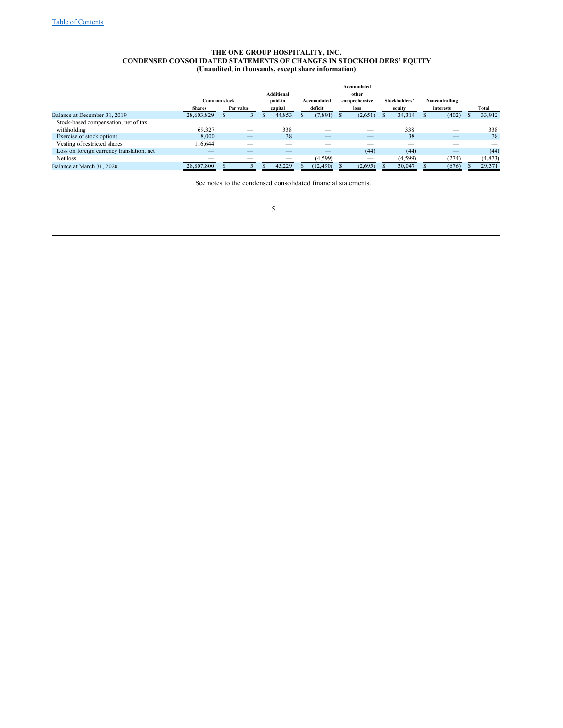[Table of Contents]

**THE ONE GROUP HOSPITALITY, INC.**
**CONDENSED CONSOLIDATED STATEMENTS OF CHANGES IN STOCKHOLDERS' EQUITY**
**(Unaudited, in thousands, except share information)**

| | Common stock | | Additional paid-in capital | Accumulated deficit | Accumulated other comprehensive loss | Stockholders' equity | Noncontrolling interests | Total |
|---|---|---|---|---|---|---|---|---|
| | Shares | Par value | | | | | | |
| Balance at December 31, 2019 | 28,603,829 | $ 3 | $ 44,853 | $ (7,891) | $ (2,651) | $ 34,314 | $ (402) | $ 33,912 |
| Stock-based compensation, net of tax withholding | 69,327 | — | 338 | — | — | 338 | — | 338 |
| Exercise of stock options | 18,000 | — | 38 | — | — | 38 | — | 38 |
| Vesting of restricted shares | 116,644 | — | — | — | — | — | — | — |
| Loss on foreign currency translation, net | — | — | — | — | (44) | (44) | — | (44) |
| Net loss | — | — | — | (4,599) | — | (4,599) | (274) | (4,873) |
| Balance at March 31, 2020 | 28,807,800 | $ 3 | $ 45,229 | $ (12,490) | $ (2,695) | $ 30,047 | $ (676) | $ 29,371 |

See notes to the condensed consolidated financial statements.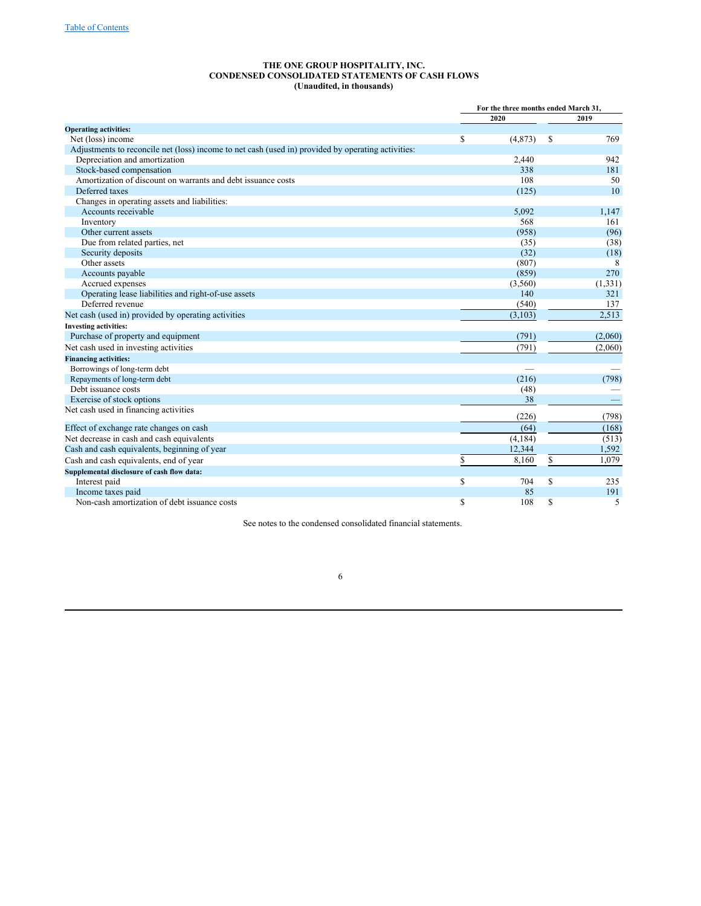# THE ONE GROUP HOSPITALITY, INC.
## CONDENSED CONSOLIDATED STATEMENTS OF CASH FLOWS
### (Unaudited, in thousands)

| | For the three months ended March 31, | |
|---|---|---|
| | 2020 | 2019 |
| **Operating activities:** | | |
| Net (loss) income | $ (4,873) | $ 769 |
| Adjustments to reconcile net (loss) income to net cash (used in) provided by operating activities: | | |
| Depreciation and amortization | 2,440 | 942 |
| Stock-based compensation | 338 | 181 |
| Amortization of discount on warrants and debt issuance costs | 108 | 50 |
| Deferred taxes | (125) | 10 |
| Changes in operating assets and liabilities: | | |
| Accounts receivable | 5,092 | 1,147 |
| Inventory | 568 | 161 |
| Other current assets | (958) | (96) |
| Due from related parties, net | (35) | (38) |
| Security deposits | (32) | (18) |
| Other assets | (807) | 8 |
| Accounts payable | (859) | 270 |
| Accrued expenses | (3,560) | (1,331) |
| Operating lease liabilities and right-of-use assets | 140 | 321 |
| Deferred revenue | (540) | 137 |
| Net cash (used in) provided by operating activities | (3,103) | 2,513 |
| **Investing activities:** | | |
| Purchase of property and equipment | (791) | (2,060) |
| Net cash used in investing activities | (791) | (2,060) |
| **Financing activities:** | | |
| Borrowings of long-term debt | — | — |
| Repayments of long-term debt | (216) | (798) |
| Debt issuance costs | (48) | — |
| Exercise of stock options | 38 | — |
| Net cash used in financing activities | (226) | (798) |
| Effect of exchange rate changes on cash | (64) | (168) |
| Net decrease in cash and cash equivalents | (4,184) | (513) |
| Cash and cash equivalents, beginning of year | 12,344 | 1,592 |
| Cash and cash equivalents, end of year | $ 8,160 | $ 1,079 |
| **Supplemental disclosure of cash flow data:** | | |
| Interest paid | $ 704 | $ 235 |
| Income taxes paid | 85 | 191 |
| Non-cash amortization of debt issuance costs | $ 108 | $ 5 |

See notes to the condensed consolidated financial statements.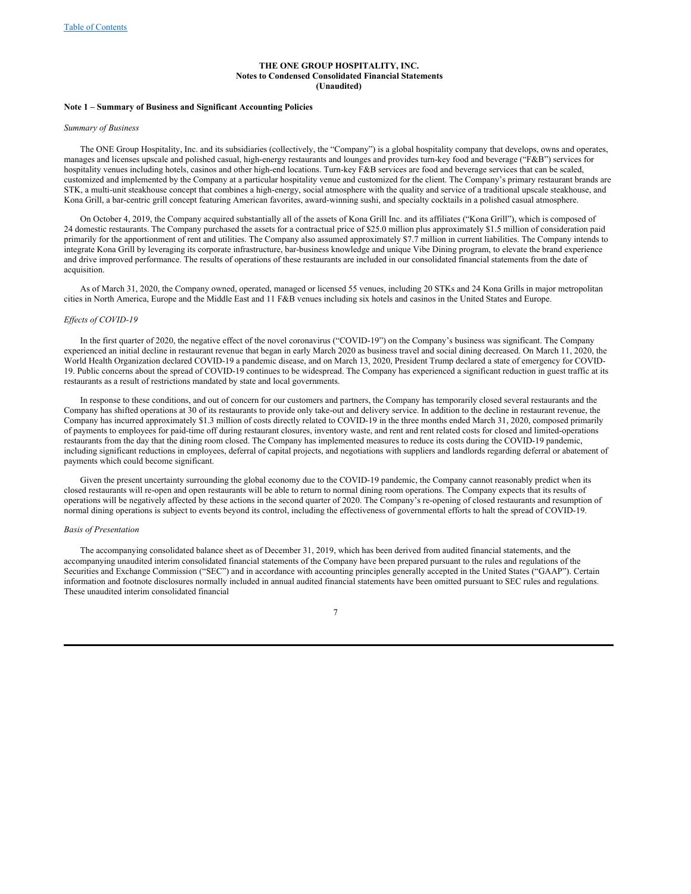**THE ONE GROUP HOSPITALITY, INC.**
**Notes to Condensed Consolidated Financial Statements**
**(Unaudited)**

**Note 1 – Summary of Business and Significant Accounting Policies**

*Summary of Business*

The ONE Group Hospitality, Inc. and its subsidiaries (collectively, the "Company") is a global hospitality company that develops, owns and operates, manages and licenses upscale and polished casual, high-energy restaurants and lounges and provides turn-key food and beverage ("F&B") services for hospitality venues including hotels, casinos and other high-end locations. Turn-key F&B services are food and beverage services that can be scaled, customized and implemented by the Company at a particular hospitality venue and customized for the client. The Company's primary restaurant brands are STK, a multi-unit steakhouse concept that combines a high-energy, social atmosphere with the quality and service of a traditional upscale steakhouse, and Kona Grill, a bar-centric grill concept featuring American favorites, award-winning sushi, and specialty cocktails in a polished casual atmosphere.

On October 4, 2019, the Company acquired substantially all of the assets of Kona Grill Inc. and its affiliates ("Kona Grill"), which is composed of 24 domestic restaurants. The Company purchased the assets for a contractual price of $25.0 million plus approximately $1.5 million of consideration paid primarily for the apportionment of rent and utilities. The Company also assumed approximately $7.7 million in current liabilities. The Company intends to integrate Kona Grill by leveraging its corporate infrastructure, bar-business knowledge and unique Vibe Dining program, to elevate the brand experience and drive improved performance. The results of operations of these restaurants are included in our consolidated financial statements from the date of acquisition.

As of March 31, 2020, the Company owned, operated, managed or licensed 55 venues, including 20 STKs and 24 Kona Grills in major metropolitan cities in North America, Europe and the Middle East and 11 F&B venues including six hotels and casinos in the United States and Europe.

*Effects of COVID-19*

In the first quarter of 2020, the negative effect of the novel coronavirus ("COVID-19") on the Company's business was significant. The Company experienced an initial decline in restaurant revenue that began in early March 2020 as business travel and social dining decreased. On March 11, 2020, the World Health Organization declared COVID-19 a pandemic disease, and on March 13, 2020, President Trump declared a state of emergency for COVID-19. Public concerns about the spread of COVID-19 continues to be widespread. The Company has experienced a significant reduction in guest traffic at its restaurants as a result of restrictions mandated by state and local governments.

In response to these conditions, and out of concern for our customers and partners, the Company has temporarily closed several restaurants and the Company has shifted operations at 30 of its restaurants to provide only take-out and delivery service. In addition to the decline in restaurant revenue, the Company has incurred approximately $1.3 million of costs directly related to COVID-19 in the three months ended March 31, 2020, composed primarily of payments to employees for paid-time off during restaurant closures, inventory waste, and rent and rent related costs for closed and limited-operations restaurants from the day that the dining room closed. The Company has implemented measures to reduce its costs during the COVID-19 pandemic, including significant reductions in employees, deferral of capital projects, and negotiations with suppliers and landlords regarding deferral or abatement of payments which could become significant.

Given the present uncertainty surrounding the global economy due to the COVID-19 pandemic, the Company cannot reasonably predict when its closed restaurants will re-open and open restaurants will be able to return to normal dining room operations. The Company expects that its results of operations will be negatively affected by these actions in the second quarter of 2020. The Company's re-opening of closed restaurants and resumption of normal dining operations is subject to events beyond its control, including the effectiveness of governmental efforts to halt the spread of COVID-19.

*Basis of Presentation*

The accompanying consolidated balance sheet as of December 31, 2019, which has been derived from audited financial statements, and the accompanying unaudited interim consolidated financial statements of the Company have been prepared pursuant to the rules and regulations of the Securities and Exchange Commission ("SEC") and in accordance with accounting principles generally accepted in the United States ("GAAP"). Certain information and footnote disclosures normally included in annual audited financial statements have been omitted pursuant to SEC rules and regulations. These unaudited interim consolidated financial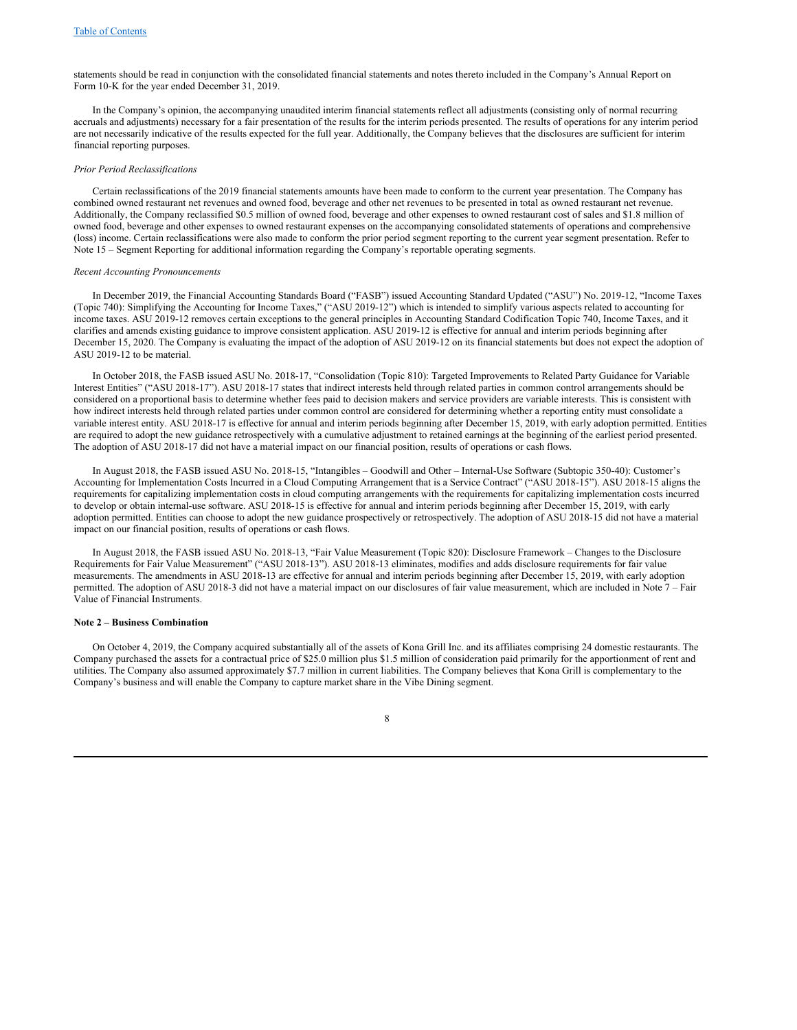statements should be read in conjunction with the consolidated financial statements and notes thereto included in the Company's Annual Report on Form 10-K for the year ended December 31, 2019.

In the Company's opinion, the accompanying unaudited interim financial statements reflect all adjustments (consisting only of normal recurring accruals and adjustments) necessary for a fair presentation of the results for the interim periods presented. The results of operations for any interim period are not necessarily indicative of the results expected for the full year. Additionally, the Company believes that the disclosures are sufficient for interim financial reporting purposes.

*Prior Period Reclassifications*

Certain reclassifications of the 2019 financial statements amounts have been made to conform to the current year presentation. The Company has combined owned restaurant net revenues and owned food, beverage and other net revenues to be presented in total as owned restaurant net revenue. Additionally, the Company reclassified $0.5 million of owned food, beverage and other expenses to owned restaurant cost of sales and $1.8 million of owned food, beverage and other expenses to owned restaurant expenses on the accompanying consolidated statements of operations and comprehensive (loss) income. Certain reclassifications were also made to conform the prior period segment reporting to the current year segment presentation. Refer to Note 15 – Segment Reporting for additional information regarding the Company's reportable operating segments.

*Recent Accounting Pronouncements*

In December 2019, the Financial Accounting Standards Board ("FASB") issued Accounting Standard Updated ("ASU") No. 2019-12, "Income Taxes (Topic 740): Simplifying the Accounting for Income Taxes," ("ASU 2019-12") which is intended to simplify various aspects related to accounting for income taxes. ASU 2019-12 removes certain exceptions to the general principles in Accounting Standard Codification Topic 740, Income Taxes, and it clarifies and amends existing guidance to improve consistent application. ASU 2019-12 is effective for annual and interim periods beginning after December 15, 2020. The Company is evaluating the impact of the adoption of ASU 2019-12 on its financial statements but does not expect the adoption of ASU 2019-12 to be material.

In October 2018, the FASB issued ASU No. 2018-17, "Consolidation (Topic 810): Targeted Improvements to Related Party Guidance for Variable Interest Entities" ("ASU 2018-17"). ASU 2018-17 states that indirect interests held through related parties in common control arrangements should be considered on a proportional basis to determine whether fees paid to decision makers and service providers are variable interests. This is consistent with how indirect interests held through related parties under common control are considered for determining whether a reporting entity must consolidate a variable interest entity. ASU 2018-17 is effective for annual and interim periods beginning after December 15, 2019, with early adoption permitted. Entities are required to adopt the new guidance retrospectively with a cumulative adjustment to retained earnings at the beginning of the earliest period presented. The adoption of ASU 2018-17 did not have a material impact on our financial position, results of operations or cash flows.

In August 2018, the FASB issued ASU No. 2018-15, "Intangibles – Goodwill and Other – Internal-Use Software (Subtopic 350-40): Customer's Accounting for Implementation Costs Incurred in a Cloud Computing Arrangement that is a Service Contract" ("ASU 2018-15"). ASU 2018-15 aligns the requirements for capitalizing implementation costs in cloud computing arrangements with the requirements for capitalizing implementation costs incurred to develop or obtain internal-use software. ASU 2018-15 is effective for annual and interim periods beginning after December 15, 2019, with early adoption permitted. Entities can choose to adopt the new guidance prospectively or retrospectively. The adoption of ASU 2018-15 did not have a material impact on our financial position, results of operations or cash flows.

In August 2018, the FASB issued ASU No. 2018-13, "Fair Value Measurement (Topic 820): Disclosure Framework – Changes to the Disclosure Requirements for Fair Value Measurement" ("ASU 2018-13"). ASU 2018-13 eliminates, modifies and adds disclosure requirements for fair value measurements. The amendments in ASU 2018-13 are effective for annual and interim periods beginning after December 15, 2019, with early adoption permitted. The adoption of ASU 2018-3 did not have a material impact on our disclosures of fair value measurement, which are included in Note 7 – Fair Value of Financial Instruments.

**Note 2 – Business Combination**

On October 4, 2019, the Company acquired substantially all of the assets of Kona Grill Inc. and its affiliates comprising 24 domestic restaurants. The Company purchased the assets for a contractual price of $25.0 million plus $1.5 million of consideration paid primarily for the apportionment of rent and utilities. The Company also assumed approximately $7.7 million in current liabilities. The Company believes that Kona Grill is complementary to the Company's business and will enable the Company to capture market share in the Vibe Dining segment.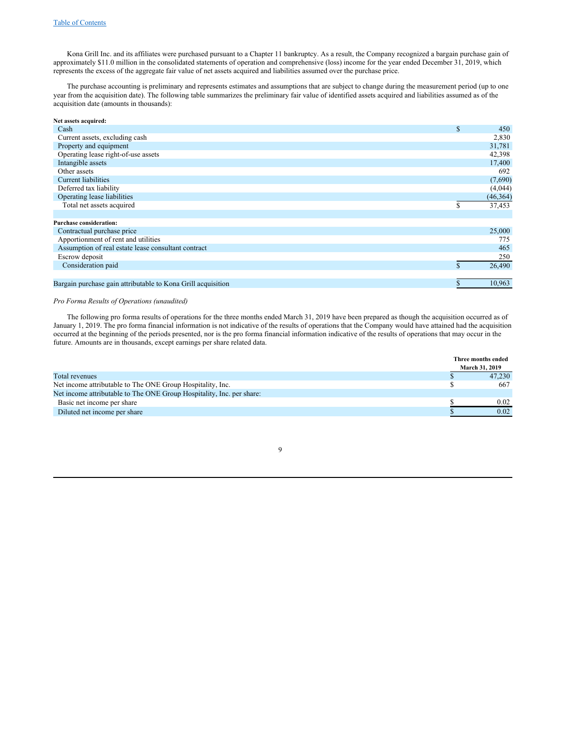Kona Grill Inc. and its affiliates were purchased pursuant to a Chapter 11 bankruptcy. As a result, the Company recognized a bargain purchase gain of approximately $11.0 million in the consolidated statements of operation and comprehensive (loss) income for the year ended December 31, 2019, which represents the excess of the aggregate fair value of net assets acquired and liabilities assumed over the purchase price.

The purchase accounting is preliminary and represents estimates and assumptions that are subject to change during the measurement period (up to one year from the acquisition date). The following table summarizes the preliminary fair value of identified assets acquired and liabilities assumed as of the acquisition date (amounts in thousands):

| | | |
|---|---|---|
| **Net assets acquired:** | | |
| Cash | $ | 450 |
| Current assets, excluding cash | | 2,830 |
| Property and equipment | | 31,781 |
| Operating lease right-of-use assets | | 42,398 |
| Intangible assets | | 17,400 |
| Other assets | | 692 |
| Current liabilities | | (7,690) |
| Deferred tax liability | | (4,044) |
| Operating lease liabilities | | (46,364) |
| Total net assets acquired | $ | 37,453 |
| | | |
| **Purchase consideration:** | | |
| Contractual purchase price | | 25,000 |
| Apportionment of rent and utilities | | 775 |
| Assumption of real estate lease consultant contract | | 465 |
| Escrow deposit | | 250 |
| Consideration paid | $ | 26,490 |
| | | |
| Bargain purchase gain attributable to Kona Grill acquisition | $ | 10,963 |

*Pro Forma Results of Operations (unaudited)*

The following pro forma results of operations for the three months ended March 31, 2019 have been prepared as though the acquisition occurred as of January 1, 2019. The pro forma financial information is not indicative of the results of operations that the Company would have attained had the acquisition occurred at the beginning of the periods presented, nor is the pro forma financial information indicative of the results of operations that may occur in the future. Amounts are in thousands, except earnings per share related data.

| | | Three months ended March 31, 2019 |
|---|---|---|
| Total revenues | $ | 47,230 |
| Net income attributable to The ONE Group Hospitality, Inc. | $ | 667 |
| Net income attributable to The ONE Group Hospitality, Inc. per share: | | |
| Basic net income per share | $ | 0.02 |
| Diluted net income per share | $ | 0.02 |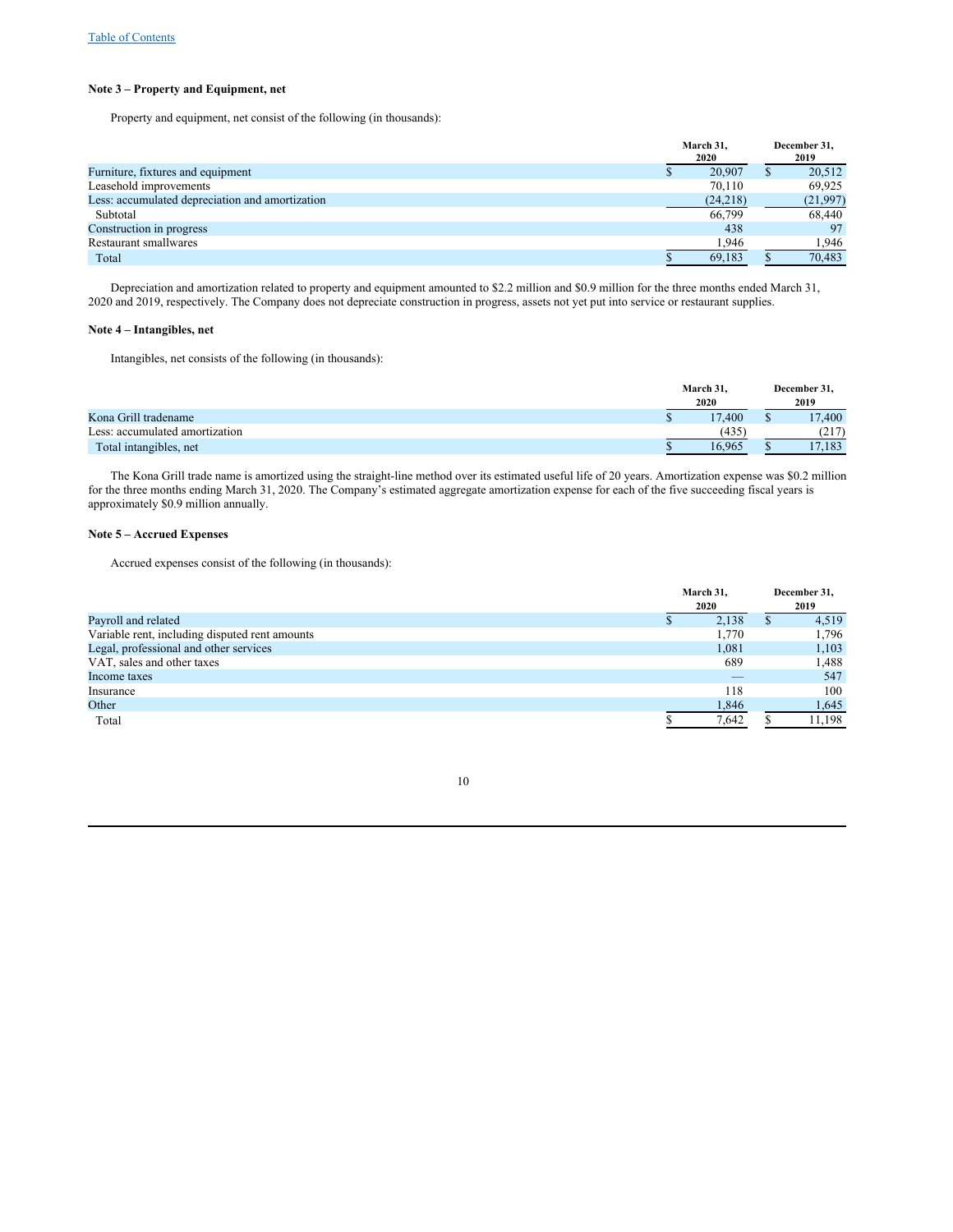Table of Contents

### Note 3 – Property and Equipment, net

Property and equipment, net consist of the following (in thousands):

| | March 31, 2020 | December 31, 2019 |
|---|---|---|
| Furniture, fixtures and equipment | $ 20,907 | $ 20,512 |
| Leasehold improvements | 70,110 | 69,925 |
| Less: accumulated depreciation and amortization | (24,218) | (21,997) |
| Subtotal | 66,799 | 68,440 |
| Construction in progress | 438 | 97 |
| Restaurant smallwares | 1,946 | 1,946 |
| Total | $ 69,183 | $ 70,483 |

Depreciation and amortization related to property and equipment amounted to $2.2 million and $0.9 million for the three months ended March 31, 2020 and 2019, respectively. The Company does not depreciate construction in progress, assets not yet put into service or restaurant supplies.

### Note 4 – Intangibles, net

Intangibles, net consists of the following (in thousands):

| | March 31, 2020 | December 31, 2019 |
|---|---|---|
| Kona Grill tradename | $ 17,400 | $ 17,400 |
| Less: accumulated amortization | (435) | (217) |
| Total intangibles, net | $ 16,965 | $ 17,183 |

The Kona Grill trade name is amortized using the straight-line method over its estimated useful life of 20 years. Amortization expense was $0.2 million for the three months ending March 31, 2020. The Company's estimated aggregate amortization expense for each of the five succeeding fiscal years is approximately $0.9 million annually.

### Note 5 – Accrued Expenses

Accrued expenses consist of the following (in thousands):

| | March 31, 2020 | December 31, 2019 |
|---|---|---|
| Payroll and related | $ 2,138 | $ 4,519 |
| Variable rent, including disputed rent amounts | 1,770 | 1,796 |
| Legal, professional and other services | 1,081 | 1,103 |
| VAT, sales and other taxes | 689 | 1,488 |
| Income taxes | — | 547 |
| Insurance | 118 | 100 |
| Other | 1,846 | 1,645 |
| Total | $ 7,642 | $ 11,198 |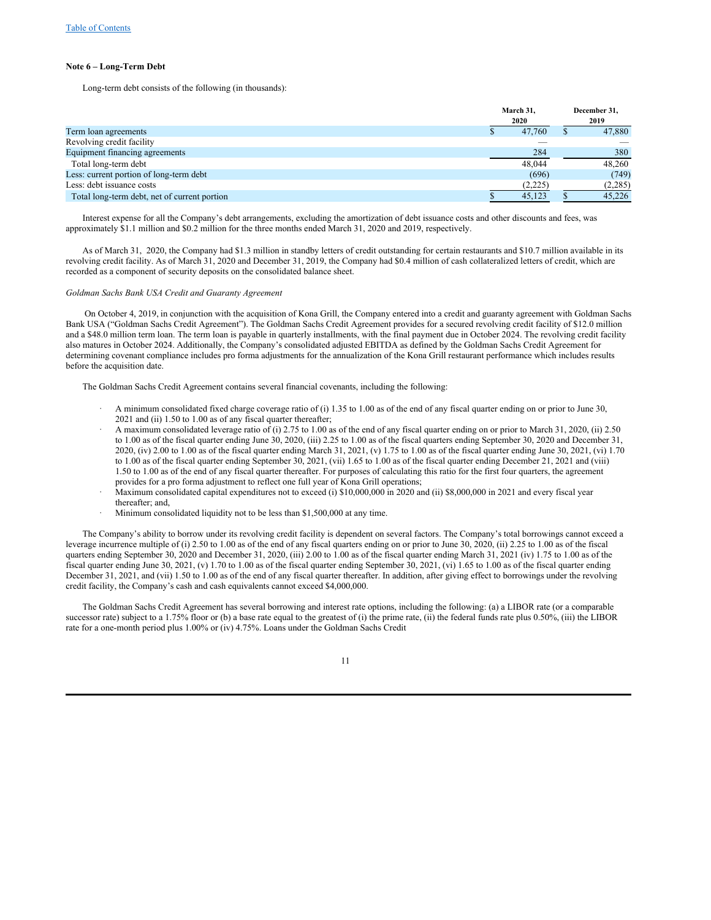**Note 6 – Long-Term Debt**

Long-term debt consists of the following (in thousands):

| | March 31, 2020 | December 31, 2019 |
|---|---|---|
| Term loan agreements | $ 47,760 | $ 47,880 |
| Revolving credit facility | — | — |
| Equipment financing agreements | 284 | 380 |
| Total long-term debt | 48,044 | 48,260 |
| Less: current portion of long-term debt | (696) | (749) |
| Less: debt issuance costs | (2,225) | (2,285) |
| Total long-term debt, net of current portion | $ 45,123 | $ 45,226 |

Interest expense for all the Company's debt arrangements, excluding the amortization of debt issuance costs and other discounts and fees, was approximately $1.1 million and $0.2 million for the three months ended March 31, 2020 and 2019, respectively.

As of March 31, 2020, the Company had $1.3 million in standby letters of credit outstanding for certain restaurants and $10.7 million available in its revolving credit facility. As of March 31, 2020 and December 31, 2019, the Company had $0.4 million of cash collateralized letters of credit, which are recorded as a component of security deposits on the consolidated balance sheet.

*Goldman Sachs Bank USA Credit and Guaranty Agreement*

On October 4, 2019, in conjunction with the acquisition of Kona Grill, the Company entered into a credit and guaranty agreement with Goldman Sachs Bank USA ("Goldman Sachs Credit Agreement"). The Goldman Sachs Credit Agreement provides for a secured revolving credit facility of $12.0 million and a $48.0 million term loan. The term loan is payable in quarterly installments, with the final payment due in October 2024. The revolving credit facility also matures in October 2024. Additionally, the Company's consolidated adjusted EBITDA as defined by the Goldman Sachs Credit Agreement for determining covenant compliance includes pro forma adjustments for the annualization of the Kona Grill restaurant performance which includes results before the acquisition date.

The Goldman Sachs Credit Agreement contains several financial covenants, including the following:

- A minimum consolidated fixed charge coverage ratio of (i) 1.35 to 1.00 as of the end of any fiscal quarter ending on or prior to June 30, 2021 and (ii) 1.50 to 1.00 as of any fiscal quarter thereafter;
- A maximum consolidated leverage ratio of (i) 2.75 to 1.00 as of the end of any fiscal quarter ending on or prior to March 31, 2020, (ii) 2.50 to 1.00 as of the fiscal quarter ending June 30, 2020, (iii) 2.25 to 1.00 as of the fiscal quarters ending September 30, 2020 and December 31, 2020, (iv) 2.00 to 1.00 as of the fiscal quarter ending March 31, 2021, (v) 1.75 to 1.00 as of the fiscal quarter ending June 30, 2021, (vi) 1.70 to 1.00 as of the fiscal quarter ending September 30, 2021, (vii) 1.65 to 1.00 as of the fiscal quarter ending December 21, 2021 and (viii) 1.50 to 1.00 as of the end of any fiscal quarter thereafter. For purposes of calculating this ratio for the first four quarters, the agreement provides for a pro forma adjustment to reflect one full year of Kona Grill operations;
- Maximum consolidated capital expenditures not to exceed (i) $10,000,000 in 2020 and (ii) $8,000,000 in 2021 and every fiscal year thereafter; and,
- Minimum consolidated liquidity not to be less than $1,500,000 at any time.

The Company's ability to borrow under its revolving credit facility is dependent on several factors. The Company's total borrowings cannot exceed a leverage incurrence multiple of (i) 2.50 to 1.00 as of the end of any fiscal quarters ending on or prior to June 30, 2020, (ii) 2.25 to 1.00 as of the fiscal quarters ending September 30, 2020 and December 31, 2020, (iii) 2.00 to 1.00 as of the fiscal quarter ending March 31, 2021 (iv) 1.75 to 1.00 as of the fiscal quarter ending June 30, 2021, (v) 1.70 to 1.00 as of the fiscal quarter ending September 30, 2021, (vi) 1.65 to 1.00 as of the fiscal quarter ending December 31, 2021, and (vii) 1.50 to 1.00 as of the end of any fiscal quarter thereafter. In addition, after giving effect to borrowings under the revolving credit facility, the Company's cash and cash equivalents cannot exceed $4,000,000.

The Goldman Sachs Credit Agreement has several borrowing and interest rate options, including the following: (a) a LIBOR rate (or a comparable successor rate) subject to a 1.75% floor or (b) a base rate equal to the greatest of (i) the prime rate, (ii) the federal funds rate plus 0.50%, (iii) the LIBOR rate for a one-month period plus 1.00% or (iv) 4.75%. Loans under the Goldman Sachs Credit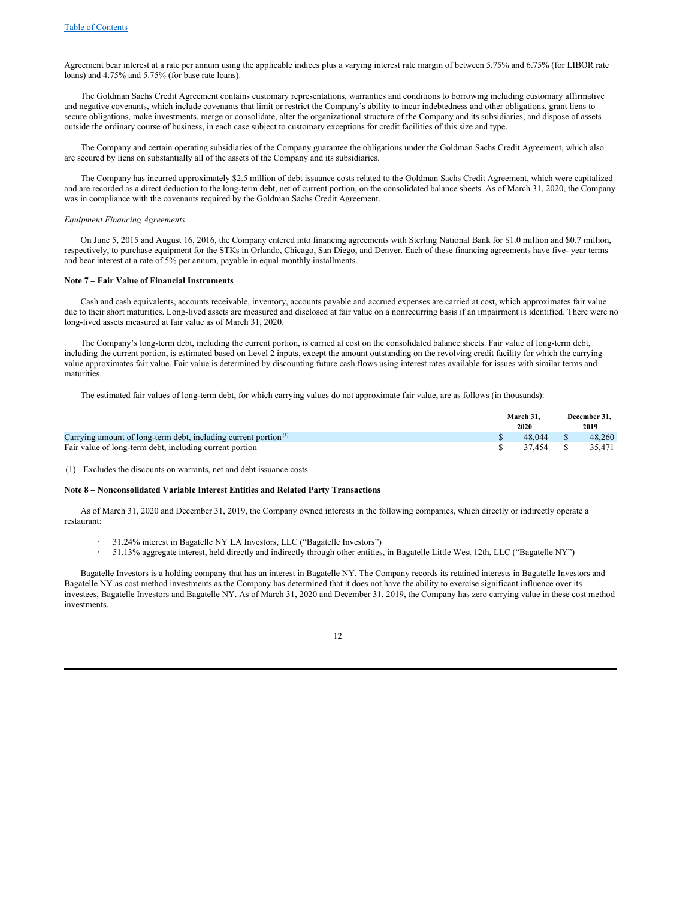Agreement bear interest at a rate per annum using the applicable indices plus a varying interest rate margin of between 5.75% and 6.75% (for LIBOR rate loans) and 4.75% and 5.75% (for base rate loans).

The Goldman Sachs Credit Agreement contains customary representations, warranties and conditions to borrowing including customary affirmative and negative covenants, which include covenants that limit or restrict the Company's ability to incur indebtedness and other obligations, grant liens to secure obligations, make investments, merge or consolidate, alter the organizational structure of the Company and its subsidiaries, and dispose of assets outside the ordinary course of business, in each case subject to customary exceptions for credit facilities of this size and type.

The Company and certain operating subsidiaries of the Company guarantee the obligations under the Goldman Sachs Credit Agreement, which also are secured by liens on substantially all of the assets of the Company and its subsidiaries.

The Company has incurred approximately $2.5 million of debt issuance costs related to the Goldman Sachs Credit Agreement, which were capitalized and are recorded as a direct deduction to the long-term debt, net of current portion, on the consolidated balance sheets. As of March 31, 2020, the Company was in compliance with the covenants required by the Goldman Sachs Credit Agreement.

*Equipment Financing Agreements*

On June 5, 2015 and August 16, 2016, the Company entered into financing agreements with Sterling National Bank for $1.0 million and $0.7 million, respectively, to purchase equipment for the STKs in Orlando, Chicago, San Diego, and Denver. Each of these financing agreements have five- year terms and bear interest at a rate of 5% per annum, payable in equal monthly installments.

**Note 7 – Fair Value of Financial Instruments**

Cash and cash equivalents, accounts receivable, inventory, accounts payable and accrued expenses are carried at cost, which approximates fair value due to their short maturities. Long-lived assets are measured and disclosed at fair value on a nonrecurring basis if an impairment is identified. There were no long-lived assets measured at fair value as of March 31, 2020.

The Company's long-term debt, including the current portion, is carried at cost on the consolidated balance sheets. Fair value of long-term debt, including the current portion, is estimated based on Level 2 inputs, except the amount outstanding on the revolving credit facility for which the carrying value approximates fair value. Fair value is determined by discounting future cash flows using interest rates available for issues with similar terms and maturities.

The estimated fair values of long-term debt, for which carrying values do not approximate fair value, are as follows (in thousands):

| | March 31, 2020 | December 31, 2019 |
|---|---|---|
| Carrying amount of long-term debt, including current portion [1] | $ 48,044 | $ 48,260 |
| Fair value of long-term debt, including current portion | $ 37,454 | $ 35,471 |

(1) Excludes the discounts on warrants, net and debt issuance costs

**Note 8 – Nonconsolidated Variable Interest Entities and Related Party Transactions**

As of March 31, 2020 and December 31, 2019, the Company owned interests in the following companies, which directly or indirectly operate a restaurant:

- 31.24% interest in Bagatelle NY LA Investors, LLC ("Bagatelle Investors")
- 51.13% aggregate interest, held directly and indirectly through other entities, in Bagatelle Little West 12th, LLC ("Bagatelle NY")

Bagatelle Investors is a holding company that has an interest in Bagatelle NY. The Company records its retained interests in Bagatelle Investors and Bagatelle NY as cost method investments as the Company has determined that it does not have the ability to exercise significant influence over its investees, Bagatelle Investors and Bagatelle NY. As of March 31, 2020 and December 31, 2019, the Company has zero carrying value in these cost method investments.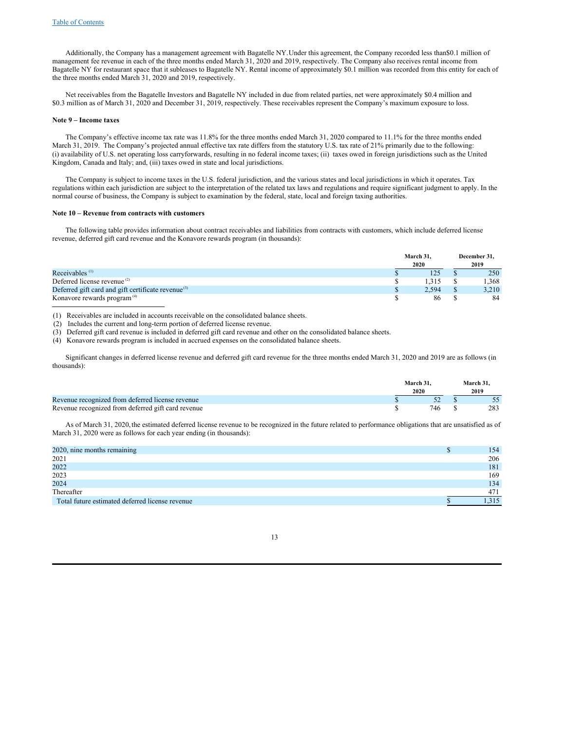Additionally, the Company has a management agreement with Bagatelle NY. Under this agreement, the Company recorded less than $0.1 million of management fee revenue in each of the three months ended March 31, 2020 and 2019, respectively. The Company also receives rental income from Bagatelle NY for restaurant space that it subleases to Bagatelle NY. Rental income of approximately $0.1 million was recorded from this entity for each of the three months ended March 31, 2020 and 2019, respectively.

Net receivables from the Bagatelle Investors and Bagatelle NY included in due from related parties, net were approximately $0.4 million and $0.3 million as of March 31, 2020 and December 31, 2019, respectively. These receivables represent the Company's maximum exposure to loss.

**Note 9 – Income taxes**

The Company's effective income tax rate was 11.8% for the three months ended March 31, 2020 compared to 11.1% for the three months ended March 31, 2019. The Company's projected annual effective tax rate differs from the statutory U.S. tax rate of 21% primarily due to the following: (i) availability of U.S. net operating loss carryforwards, resulting in no federal income taxes; (ii) taxes owed in foreign jurisdictions such as the United Kingdom, Canada and Italy; and, (iii) taxes owed in state and local jurisdictions.

The Company is subject to income taxes in the U.S. federal jurisdiction, and the various states and local jurisdictions in which it operates. Tax regulations within each jurisdiction are subject to the interpretation of the related tax laws and regulations and require significant judgment to apply. In the normal course of business, the Company is subject to examination by the federal, state, local and foreign taxing authorities.

**Note 10 – Revenue from contracts with customers**

The following table provides information about contract receivables and liabilities from contracts with customers, which include deferred license revenue, deferred gift card revenue and the Konavore rewards program (in thousands):

| | March 31, 2020 | December 31, 2019 |
|---|---|---|
| Receivables [(1)] | $ 125 | $ 250 |
| Deferred license revenue [(2)] | $ 1,315 | $ 1,368 |
| Deferred gift card and gift certificate revenue [(3)] | $ 2,594 | $ 3,210 |
| Konavore rewards program [(4)] | $ 86 | $ 84 |

(1) Receivables are included in accounts receivable on the consolidated balance sheets.
(2) Includes the current and long-term portion of deferred license revenue.
(3) Deferred gift card revenue is included in deferred gift card revenue and other on the consolidated balance sheets.
(4) Konavore rewards program is included in accrued expenses on the consolidated balance sheets.

Significant changes in deferred license revenue and deferred gift card revenue for the three months ended March 31, 2020 and 2019 are as follows (in thousands):

| | March 31, 2020 | March 31, 2019 |
|---|---|---|
| Revenue recognized from deferred license revenue | $ 52 | $ 55 |
| Revenue recognized from deferred gift card revenue | $ 746 | $ 283 |

As of March 31, 2020, the estimated deferred license revenue to be recognized in the future related to performance obligations that are unsatisfied as of March 31, 2020 were as follows for each year ending (in thousands):

| | |
|---|---|
| 2020, nine months remaining | $ 154 |
| 2021 | 206 |
| 2022 | 181 |
| 2023 | 169 |
| 2024 | 134 |
| Thereafter | 471 |
| Total future estimated deferred license revenue | $ 1,315 |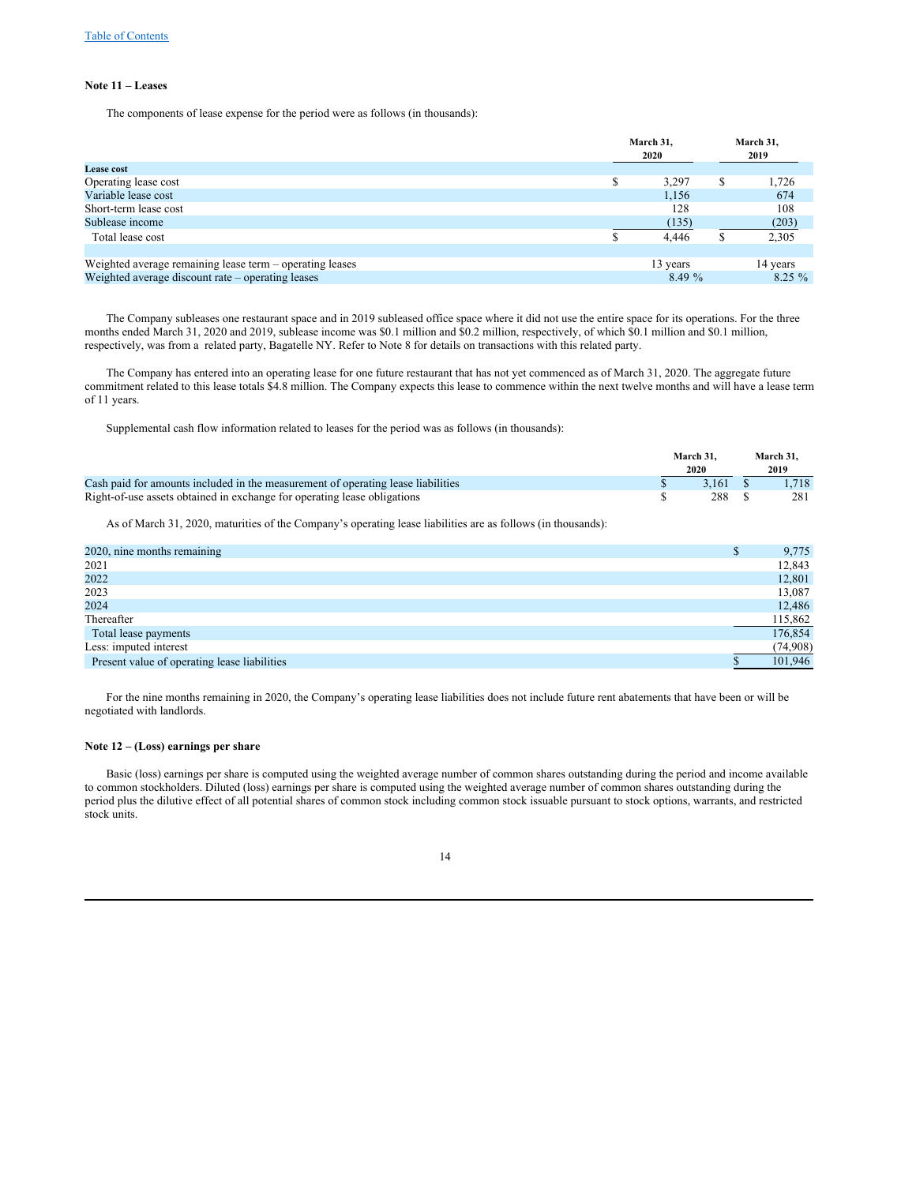[Table of Contents](#)

**Note 11 – Leases**

The components of lease expense for the period were as follows (in thousands):

| | March 31, 2020 | March 31, 2019 |
|---|---|---|
| **Lease cost** | | |
| Operating lease cost | $ 3,297 | $ 1,726 |
| Variable lease cost | 1,156 | 674 |
| Short-term lease cost | 128 | 108 |
| Sublease income | (135) | (203) |
| Total lease cost | $ 4,446 | $ 2,305 |
| | | |
| Weighted average remaining lease term – operating leases | 13 years | 14 years |
| Weighted average discount rate – operating leases | 8.49 % | 8.25 % |

The Company subleases one restaurant space and in 2019 subleased office space where it did not use the entire space for its operations. For the three months ended March 31, 2020 and 2019, sublease income was $0.1 million and $0.2 million, respectively, of which $0.1 million and $0.1 million, respectively, was from a related party, Bagatelle NY. Refer to Note 8 for details on transactions with this related party.

The Company has entered into an operating lease for one future restaurant that has not yet commenced as of March 31, 2020. The aggregate future commitment related to this lease totals $4.8 million. The Company expects this lease to commence within the next twelve months and will have a lease term of 11 years.

Supplemental cash flow information related to leases for the period was as follows (in thousands):

| | March 31, 2020 | March 31, 2019 |
|---|---|---|
| Cash paid for amounts included in the measurement of operating lease liabilities | $ 3,161 | $ 1,718 |
| Right-of-use assets obtained in exchange for operating lease obligations | $ 288 | $ 281 |

As of March 31, 2020, maturities of the Company's operating lease liabilities are as follows (in thousands):

| | |
|---|---|
| 2020, nine months remaining | $ 9,775 |
| 2021 | 12,843 |
| 2022 | 12,801 |
| 2023 | 13,087 |
| 2024 | 12,486 |
| Thereafter | 115,862 |
| Total lease payments | 176,854 |
| Less: imputed interest | (74,908) |
| Present value of operating lease liabilities | $ 101,946 |

For the nine months remaining in 2020, the Company's operating lease liabilities does not include future rent abatements that have been or will be negotiated with landlords.

**Note 12 – (Loss) earnings per share**

Basic (loss) earnings per share is computed using the weighted average number of common shares outstanding during the period and income available to common stockholders. Diluted (loss) earnings per share is computed using the weighted average number of common shares outstanding during the period plus the dilutive effect of all potential shares of common stock including common stock issuable pursuant to stock options, warrants, and restricted stock units.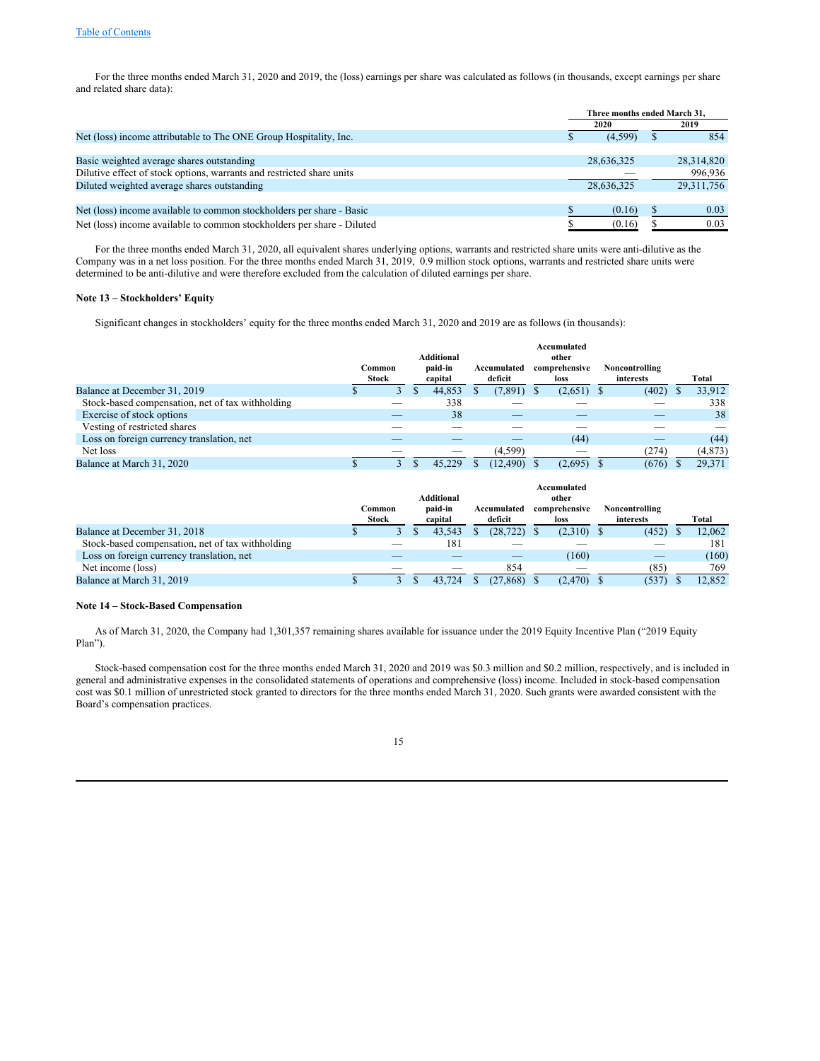For the three months ended March 31, 2020 and 2019, the (loss) earnings per share was calculated as follows (in thousands, except earnings per share and related share data):

| | Three months ended March 31, | |
|---|---|---|
| | 2020 | 2019 |
| Net (loss) income attributable to The ONE Group Hospitality, Inc. | $ (4,599) | $ 854 |
| Basic weighted average shares outstanding | 28,636,325 | 28,314,820 |
| Dilutive effect of stock options, warrants and restricted share units | — | 996,936 |
| Diluted weighted average shares outstanding | 28,636,325 | 29,311,756 |
| Net (loss) income available to common stockholders per share - Basic | $ (0.16) | $ 0.03 |
| Net (loss) income available to common stockholders per share - Diluted | $ (0.16) | $ 0.03 |

For the three months ended March 31, 2020, all equivalent shares underlying options, warrants and restricted share units were anti-dilutive as the Company was in a net loss position. For the three months ended March 31, 2019, 0.9 million stock options, warrants and restricted share units were determined to be anti-dilutive and were therefore excluded from the calculation of diluted earnings per share.

**Note 13 – Stockholders' Equity**

Significant changes in stockholders' equity for the three months ended March 31, 2020 and 2019 are as follows (in thousands):

| | Common Stock | Additional paid-in capital | Accumulated deficit | Accumulated other comprehensive loss | Noncontrolling interests | Total |
|---|---|---|---|---|---|---|
| Balance at December 31, 2019 | $ 3 | $ 44,853 | $ (7,891) | $ (2,651) | $ (402) | $ 33,912 |
| Stock-based compensation, net of tax withholding | — | 338 | — | — | — | 338 |
| Exercise of stock options | — | 38 | — | — | — | 38 |
| Vesting of restricted shares | — | — | — | — | — | — |
| Loss on foreign currency translation, net | — | — | — | (44) | — | (44) |
| Net loss | — | — | (4,599) | — | (274) | (4,873) |
| Balance at March 31, 2020 | $ 3 | $ 45,229 | $ (12,490) | $ (2,695) | $ (676) | $ 29,371 |

| | Common Stock | Additional paid-in capital | Accumulated deficit | Accumulated other comprehensive loss | Noncontrolling interests | Total |
|---|---|---|---|---|---|---|
| Balance at December 31, 2018 | $ 3 | $ 43,543 | $ (28,722) | $ (2,310) | $ (452) | $ 12,062 |
| Stock-based compensation, net of tax withholding | — | 181 | — | — | — | 181 |
| Loss on foreign currency translation, net | — | — | — | (160) | — | (160) |
| Net income (loss) | — | — | 854 | — | (85) | 769 |
| Balance at March 31, 2019 | $ 3 | $ 43,724 | $ (27,868) | $ (2,470) | $ (537) | $ 12,852 |

**Note 14 – Stock-Based Compensation**

As of March 31, 2020, the Company had 1,301,357 remaining shares available for issuance under the 2019 Equity Incentive Plan ("2019 Equity Plan").

Stock-based compensation cost for the three months ended March 31, 2020 and 2019 was $0.3 million and $0.2 million, respectively, and is included in general and administrative expenses in the consolidated statements of operations and comprehensive (loss) income. Included in stock-based compensation cost was $0.1 million of unrestricted stock granted to directors for the three months ended March 31, 2020. Such grants were awarded consistent with the Board's compensation practices.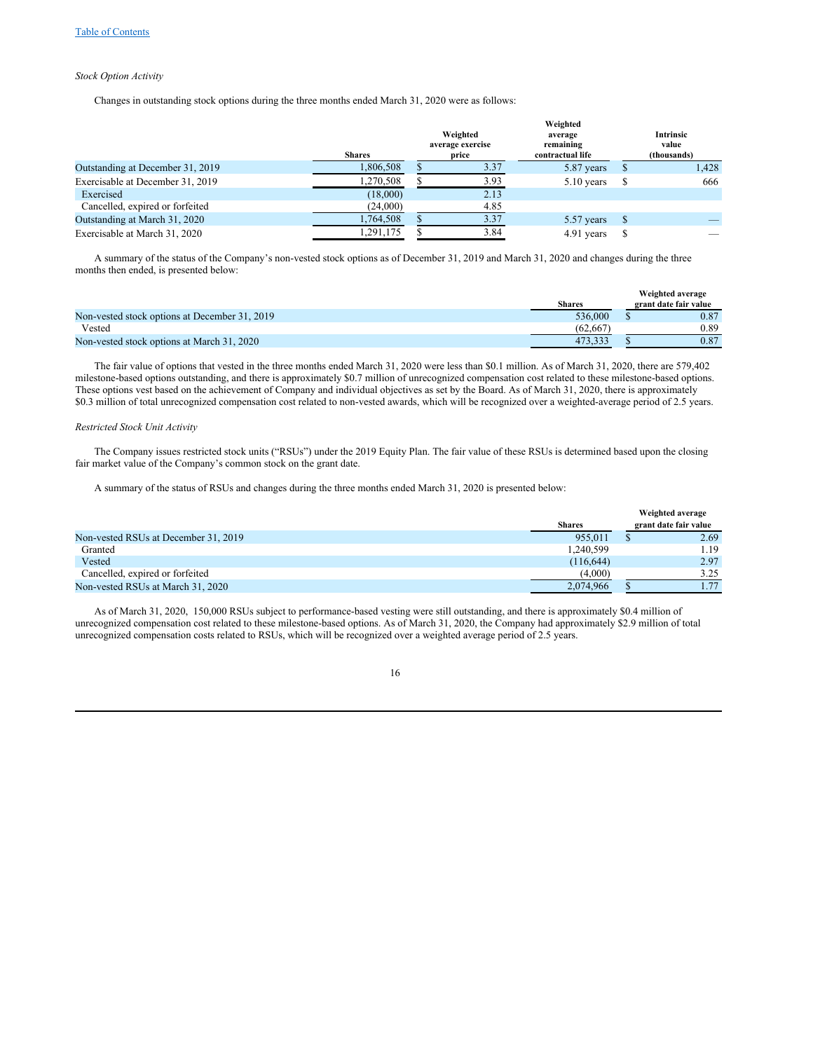[Table of Contents](#)

*Stock Option Activity*

Changes in outstanding stock options during the three months ended March 31, 2020 were as follows:

| | Shares | Weighted average exercise price | Weighted average remaining contractual life | Intrinsic value (thousands) |
|---|---|---|---|---|
| Outstanding at December 31, 2019 | 1,806,508 | $ 3.37 | 5.87 years | $ 1,428 |
| Exercisable at December 31, 2019 | 1,270,508 | $ 3.93 | 5.10 years | $ 666 |
| Exercised | (18,000) | 2.13 | | |
| Cancelled, expired or forfeited | (24,000) | 4.85 | | |
| Outstanding at March 31, 2020 | 1,764,508 | $ 3.37 | 5.57 years | $ — |
| Exercisable at March 31, 2020 | 1,291,175 | $ 3.84 | 4.91 years | $ — |

A summary of the status of the Company's non-vested stock options as of December 31, 2019 and March 31, 2020 and changes during the three months then ended, is presented below:

| | Shares | Weighted average grant date fair value |
|---|---|---|
| Non-vested stock options at December 31, 2019 | 536,000 | $ 0.87 |
| Vested | (62,667) | 0.89 |
| Non-vested stock options at March 31, 2020 | 473,333 | $ 0.87 |

The fair value of options that vested in the three months ended March 31, 2020 were less than $0.1 million. As of March 31, 2020, there are 579,402 milestone-based options outstanding, and there is approximately $0.7 million of unrecognized compensation cost related to these milestone-based options. These options vest based on the achievement of Company and individual objectives as set by the Board. As of March 31, 2020, there is approximately $0.3 million of total unrecognized compensation cost related to non-vested awards, which will be recognized over a weighted-average period of 2.5 years.

*Restricted Stock Unit Activity*

The Company issues restricted stock units ("RSUs") under the 2019 Equity Plan. The fair value of these RSUs is determined based upon the closing fair market value of the Company's common stock on the grant date.

A summary of the status of RSUs and changes during the three months ended March 31, 2020 is presented below:

| | Shares | Weighted average grant date fair value |
|---|---|---|
| Non-vested RSUs at December 31, 2019 | 955,011 | $ 2.69 |
| Granted | 1,240,599 | 1.19 |
| Vested | (116,644) | 2.97 |
| Cancelled, expired or forfeited | (4,000) | 3.25 |
| Non-vested RSUs at March 31, 2020 | 2,074,966 | $ 1.77 |

As of March 31, 2020, 150,000 RSUs subject to performance-based vesting were still outstanding, and there is approximately $0.4 million of unrecognized compensation cost related to these milestone-based options. As of March 31, 2020, the Company had approximately $2.9 million of total unrecognized compensation costs related to RSUs, which will be recognized over a weighted average period of 2.5 years.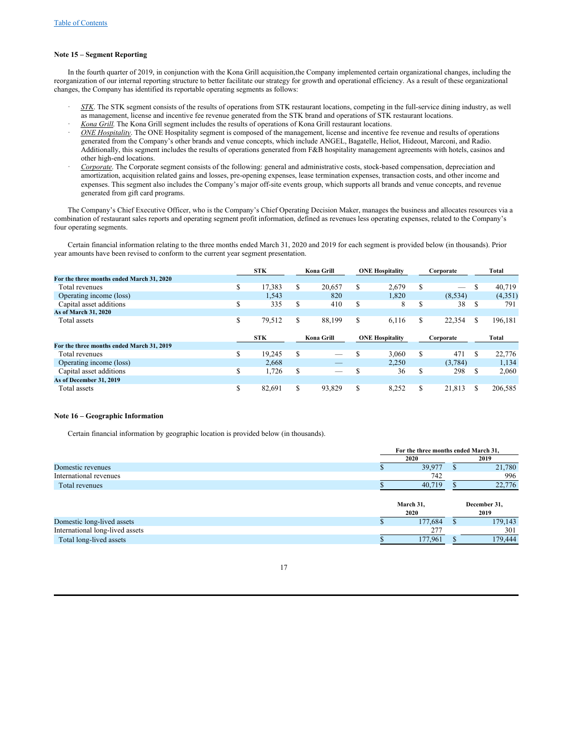[Table of Contents](#)

### Note 15 – Segment Reporting

In the fourth quarter of 2019, in conjunction with the Kona Grill acquisition,the Company implemented certain organizational changes, including the reorganization of our internal reporting structure to better facilitate our strategy for growth and operational efficiency. As a result of these organizational changes, the Company has identified its reportable operating segments as follows:

- *STK*. The STK segment consists of the results of operations from STK restaurant locations, competing in the full-service dining industry, as well as management, license and incentive fee revenue generated from the STK brand and operations of STK restaurant locations.
- *Kona Grill*. The Kona Grill segment includes the results of operations of Kona Grill restaurant locations.
- *ONE Hospitality*. The ONE Hospitality segment is composed of the management, license and incentive fee revenue and results of operations generated from the Company's other brands and venue concepts, which include ANGEL, Bagatelle, Heliot, Hideout, Marconi, and Radio. Additionally, this segment includes the results of operations generated from F&B hospitality management agreements with hotels, casinos and other high-end locations.
- *Corporate*. The Corporate segment consists of the following: general and administrative costs, stock-based compensation, depreciation and amortization, acquisition related gains and losses, pre-opening expenses, lease termination expenses, transaction costs, and other income and expenses. This segment also includes the Company's major off-site events group, which supports all brands and venue concepts, and revenue generated from gift card programs.

The Company's Chief Executive Officer, who is the Company's Chief Operating Decision Maker, manages the business and allocates resources via a combination of restaurant sales reports and operating segment profit information, defined as revenues less operating expenses, related to the Company's four operating segments.

Certain financial information relating to the three months ended March 31, 2020 and 2019 for each segment is provided below (in thousands). Prior year amounts have been revised to conform to the current year segment presentation.

| | STK | Kona Grill | ONE Hospitality | Corporate | Total |
|---|---|---|---|---|---|
| **For the three months ended March 31, 2020** | | | | | |
| Total revenues | $ 17,383 | $ 20,657 | $ 2,679 | $ — | $ 40,719 |
| Operating income (loss) | 1,543 | 820 | 1,820 | (8,534) | (4,351) |
| Capital asset additions | $ 335 | $ 410 | $ 8 | $ 38 | $ 791 |
| **As of March 31, 2020** | | | | | |
| Total assets | $ 79,512 | $ 88,199 | $ 6,116 | $ 22,354 | $ 196,181 |

| | STK | Kona Grill | ONE Hospitality | Corporate | Total |
|---|---|---|---|---|---|
| **For the three months ended March 31, 2019** | | | | | |
| Total revenues | $ 19,245 | $ — | $ 3,060 | $ 471 | $ 22,776 |
| Operating income (loss) | 2,668 | — | 2,250 | (3,784) | 1,134 |
| Capital asset additions | $ 1,726 | $ — | $ 36 | $ 298 | $ 2,060 |
| **As of December 31, 2019** | | | | | |
| Total assets | $ 82,691 | $ 93,829 | $ 8,252 | $ 21,813 | $ 206,585 |

### Note 16 – Geographic Information

Certain financial information by geographic location is provided below (in thousands).

| | For the three months ended March 31, | |
|---|---|---|
| | 2020 | 2019 |
| Domestic revenues | $ 39,977 | $ 21,780 |
| International revenues | 742 | 996 |
| Total revenues | $ 40,719 | $ 22,776 |

| | March 31, 2020 | December 31, 2019 |
|---|---|---|
| Domestic long-lived assets | $ 177,684 | $ 179,143 |
| International long-lived assets | 277 | 301 |
| Total long-lived assets | $ 177,961 | $ 179,444 |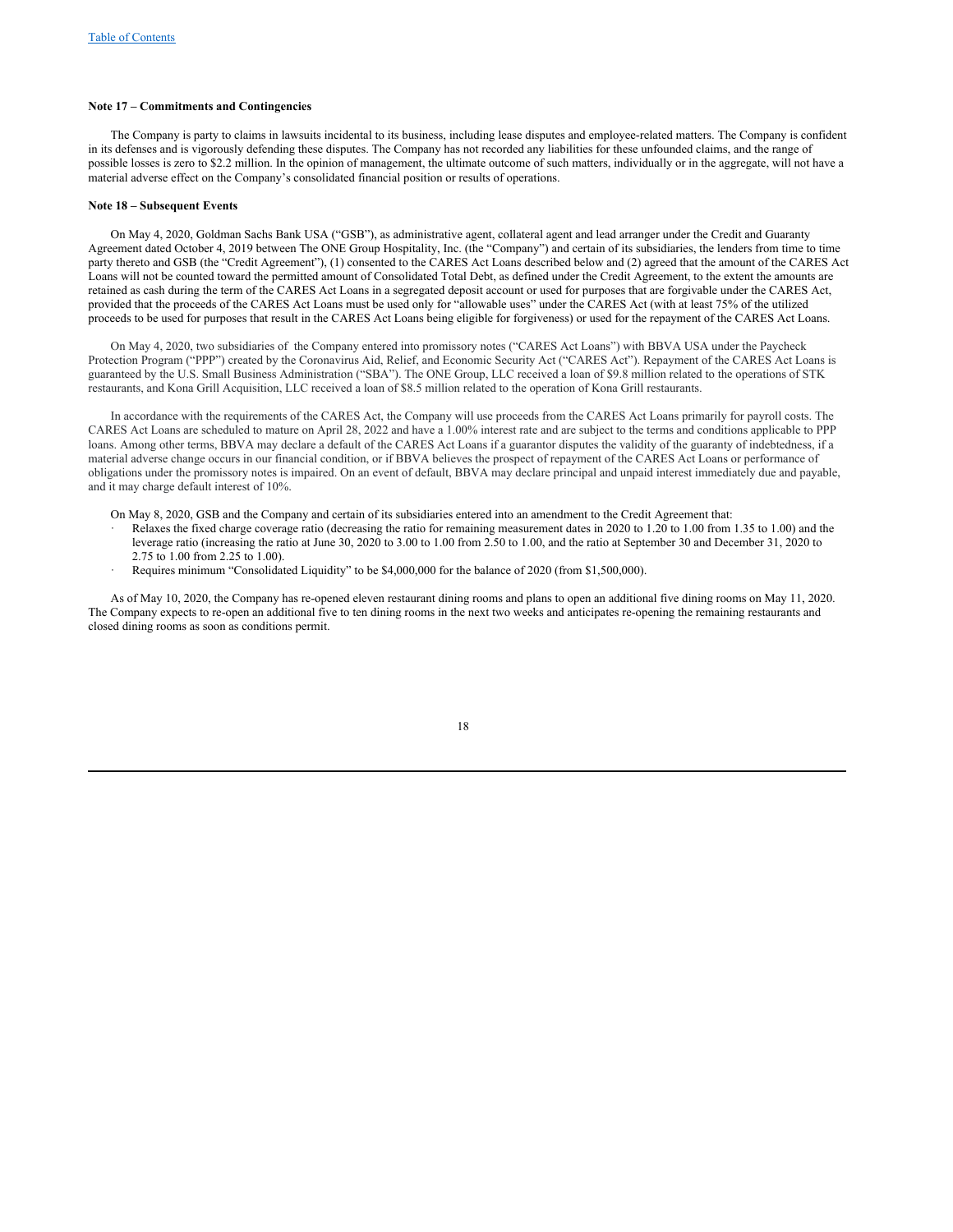**Note 17 – Commitments and Contingencies**

The Company is party to claims in lawsuits incidental to its business, including lease disputes and employee-related matters. The Company is confident in its defenses and is vigorously defending these disputes. The Company has not recorded any liabilities for these unfounded claims, and the range of possible losses is zero to $2.2 million. In the opinion of management, the ultimate outcome of such matters, individually or in the aggregate, will not have a material adverse effect on the Company's consolidated financial position or results of operations.

**Note 18 – Subsequent Events**

On May 4, 2020, Goldman Sachs Bank USA ("GSB"), as administrative agent, collateral agent and lead arranger under the Credit and Guaranty Agreement dated October 4, 2019 between The ONE Group Hospitality, Inc. (the "Company") and certain of its subsidiaries, the lenders from time to time party thereto and GSB (the "Credit Agreement"), (1) consented to the CARES Act Loans described below and (2) agreed that the amount of the CARES Act Loans will not be counted toward the permitted amount of Consolidated Total Debt, as defined under the Credit Agreement, to the extent the amounts are retained as cash during the term of the CARES Act Loans in a segregated deposit account or used for purposes that are forgivable under the CARES Act, provided that the proceeds of the CARES Act Loans must be used only for "allowable uses" under the CARES Act (with at least 75% of the utilized proceeds to be used for purposes that result in the CARES Act Loans being eligible for forgiveness) or used for the repayment of the CARES Act Loans.

On May 4, 2020, two subsidiaries of the Company entered into promissory notes ("CARES Act Loans") with BBVA USA under the Paycheck Protection Program ("PPP") created by the Coronavirus Aid, Relief, and Economic Security Act ("CARES Act"). Repayment of the CARES Act Loans is guaranteed by the U.S. Small Business Administration ("SBA"). The ONE Group, LLC received a loan of $9.8 million related to the operations of STK restaurants, and Kona Grill Acquisition, LLC received a loan of $8.5 million related to the operation of Kona Grill restaurants.

In accordance with the requirements of the CARES Act, the Company will use proceeds from the CARES Act Loans primarily for payroll costs. The CARES Act Loans are scheduled to mature on April 28, 2022 and have a 1.00% interest rate and are subject to the terms and conditions applicable to PPP loans. Among other terms, BBVA may declare a default of the CARES Act Loans if a guarantor disputes the validity of the guaranty of indebtedness, if a material adverse change occurs in our financial condition, or if BBVA believes the prospect of repayment of the CARES Act Loans or performance of obligations under the promissory notes is impaired. On an event of default, BBVA may declare principal and unpaid interest immediately due and payable, and it may charge default interest of 10%.

On May 8, 2020, GSB and the Company and certain of its subsidiaries entered into an amendment to the Credit Agreement that:

- Relaxes the fixed charge coverage ratio (decreasing the ratio for remaining measurement dates in 2020 to 1.20 to 1.00 from 1.35 to 1.00) and the leverage ratio (increasing the ratio at June 30, 2020 to 3.00 to 1.00 from 2.50 to 1.00, and the ratio at September 30 and December 31, 2020 to 2.75 to 1.00 from 2.25 to 1.00).
- Requires minimum "Consolidated Liquidity" to be $4,000,000 for the balance of 2020 (from $1,500,000).

As of May 10, 2020, the Company has re-opened eleven restaurant dining rooms and plans to open an additional five dining rooms on May 11, 2020. The Company expects to re-open an additional five to ten dining rooms in the next two weeks and anticipates re-opening the remaining restaurants and closed dining rooms as soon as conditions permit.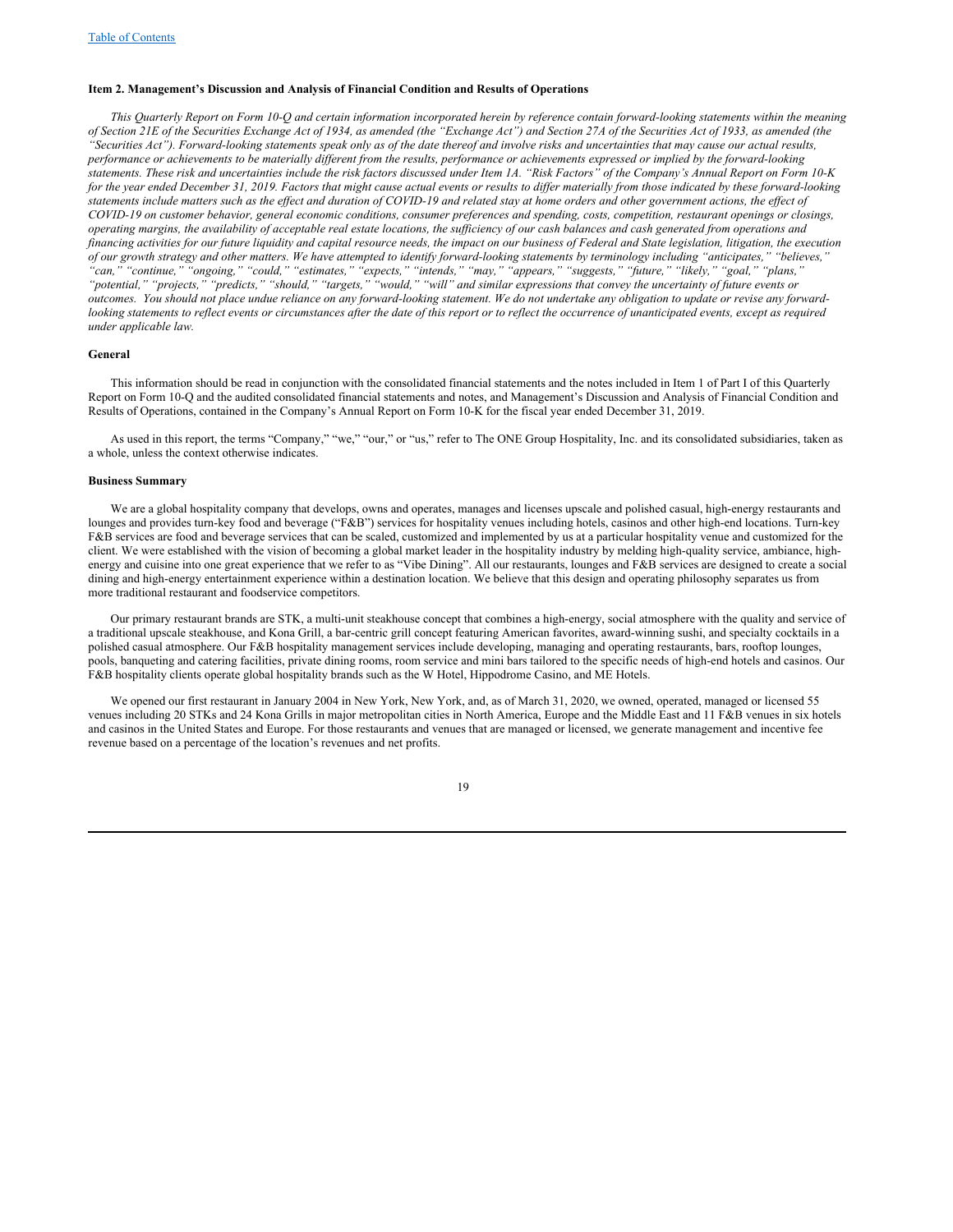## Item 2. Management's Discussion and Analysis of Financial Condition and Results of Operations

*This Quarterly Report on Form 10-Q and certain information incorporated herein by reference contain forward-looking statements within the meaning of Section 21E of the Securities Exchange Act of 1934, as amended (the "Exchange Act") and Section 27A of the Securities Act of 1933, as amended (the "Securities Act"). Forward-looking statements speak only as of the date thereof and involve risks and uncertainties that may cause our actual results, performance or achievements to be materially different from the results, performance or achievements expressed or implied by the forward-looking statements. These risk and uncertainties include the risk factors discussed under Item 1A. "Risk Factors" of the Company's Annual Report on Form 10-K for the year ended December 31, 2019. Factors that might cause actual events or results to differ materially from those indicated by these forward-looking statements include matters such as the effect and duration of COVID-19 and related stay at home orders and other government actions, the effect of COVID-19 on customer behavior, general economic conditions, consumer preferences and spending, costs, competition, restaurant openings or closings, operating margins, the availability of acceptable real estate locations, the sufficiency of our cash balances and cash generated from operations and financing activities for our future liquidity and capital resource needs, the impact on our business of Federal and State legislation, litigation, the execution of our growth strategy and other matters. We have attempted to identify forward-looking statements by terminology including "anticipates," "believes," "can," "continue," "ongoing," "could," "estimates," "expects," "intends," "may," "appears," "suggests," "future," "likely," "goal," "plans," "potential," "projects," "predicts," "should," "targets," "would," "will" and similar expressions that convey the uncertainty of future events or outcomes. You should not place undue reliance on any forward-looking statement. We do not undertake any obligation to update or revise any forward-looking statements to reflect events or circumstances after the date of this report or to reflect the occurrence of unanticipated events, except as required under applicable law.*

### General

This information should be read in conjunction with the consolidated financial statements and the notes included in Item 1 of Part I of this Quarterly Report on Form 10-Q and the audited consolidated financial statements and notes, and Management's Discussion and Analysis of Financial Condition and Results of Operations, contained in the Company's Annual Report on Form 10-K for the fiscal year ended December 31, 2019.

As used in this report, the terms "Company," "we," "our," or "us," refer to The ONE Group Hospitality, Inc. and its consolidated subsidiaries, taken as a whole, unless the context otherwise indicates.

### Business Summary

We are a global hospitality company that develops, owns and operates, manages and licenses upscale and polished casual, high-energy restaurants and lounges and provides turn-key food and beverage ("F&B") services for hospitality venues including hotels, casinos and other high-end locations. Turn-key F&B services are food and beverage services that can be scaled, customized and implemented by us at a particular hospitality venue and customized for the client. We were established with the vision of becoming a global market leader in the hospitality industry by melding high-quality service, ambiance, high-energy and cuisine into one great experience that we refer to as "Vibe Dining". All our restaurants, lounges and F&B services are designed to create a social dining and high-energy entertainment experience within a destination location. We believe that this design and operating philosophy separates us from more traditional restaurant and foodservice competitors.

Our primary restaurant brands are STK, a multi-unit steakhouse concept that combines a high-energy, social atmosphere with the quality and service of a traditional upscale steakhouse, and Kona Grill, a bar-centric grill concept featuring American favorites, award-winning sushi, and specialty cocktails in a polished casual atmosphere. Our F&B hospitality management services include developing, managing and operating restaurants, bars, rooftop lounges, pools, banqueting and catering facilities, private dining rooms, room service and mini bars tailored to the specific needs of high-end hotels and casinos. Our F&B hospitality clients operate global hospitality brands such as the W Hotel, Hippodrome Casino, and ME Hotels.

We opened our first restaurant in January 2004 in New York, New York, and, as of March 31, 2020, we owned, operated, managed or licensed 55 venues including 20 STKs and 24 Kona Grills in major metropolitan cities in North America, Europe and the Middle East and 11 F&B venues in six hotels and casinos in the United States and Europe. For those restaurants and venues that are managed or licensed, we generate management and incentive fee revenue based on a percentage of the location's revenues and net profits.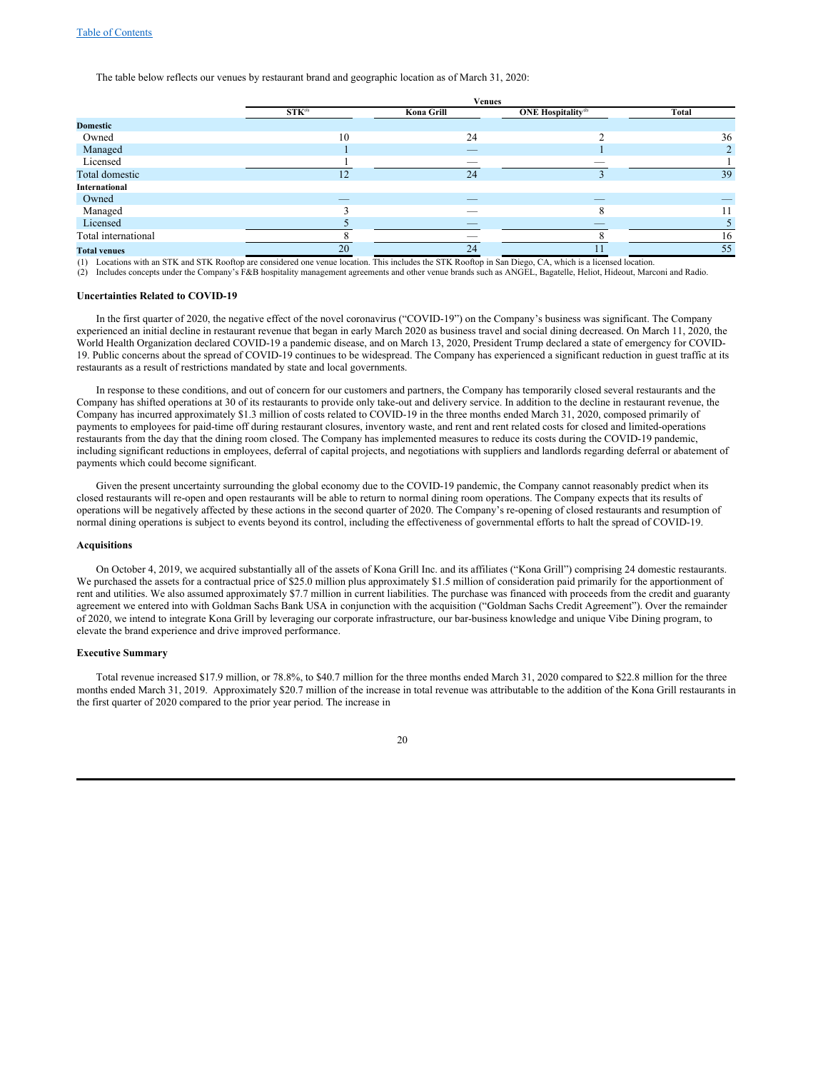[Table of Contents](#)

The table below reflects our venues by restaurant brand and geographic location as of March 31, 2020:

| | Venues | | | |
|---|---|---|---|---|
| | STK[1] | Kona Grill | ONE Hospitality[2] | Total |
| **Domestic** | | | | |
| Owned | 10 | 24 | 2 | 36 |
| Managed | 1 | — | 1 | 2 |
| Licensed | 1 | — | — | 1 |
| Total domestic | 12 | 24 | 3 | 39 |
| **International** | | | | |
| Owned | — | — | — | — |
| Managed | 3 | — | 8 | 11 |
| Licensed | 5 | — | — | 5 |
| Total international | 8 | — | 8 | 16 |
| **Total venues** | 20 | 24 | 11 | 55 |

(1) Locations with an STK and STK Rooftop are considered one venue location. This includes the STK Rooftop in San Diego, CA, which is a licensed location.
(2) Includes concepts under the Company's F&B hospitality management agreements and other venue brands such as ANGEL, Bagatelle, Heliot, Hideout, Marconi and Radio.

**Uncertainties Related to COVID-19**

In the first quarter of 2020, the negative effect of the novel coronavirus ("COVID-19") on the Company's business was significant. The Company experienced an initial decline in restaurant revenue that began in early March 2020 as business travel and social dining decreased. On March 11, 2020, the World Health Organization declared COVID-19 a pandemic disease, and on March 13, 2020, President Trump declared a state of emergency for COVID-19. Public concerns about the spread of COVID-19 continues to be widespread. The Company has experienced a significant reduction in guest traffic at its restaurants as a result of restrictions mandated by state and local governments.

In response to these conditions, and out of concern for our customers and partners, the Company has temporarily closed several restaurants and the Company has shifted operations at 30 of its restaurants to provide only take-out and delivery service. In addition to the decline in restaurant revenue, the Company has incurred approximately $1.3 million of costs related to COVID-19 in the three months ended March 31, 2020, composed primarily of payments to employees for paid-time off during restaurant closures, inventory waste, and rent and rent related costs for closed and limited-operations restaurants from the day that the dining room closed. The Company has implemented measures to reduce its costs during the COVID-19 pandemic, including significant reductions in employees, deferral of capital projects, and negotiations with suppliers and landlords regarding deferral or abatement of payments which could become significant.

Given the present uncertainty surrounding the global economy due to the COVID-19 pandemic, the Company cannot reasonably predict when its closed restaurants will re-open and open restaurants will be able to return to normal dining room operations. The Company expects that its results of operations will be negatively affected by these actions in the second quarter of 2020. The Company's re-opening of closed restaurants and resumption of normal dining operations is subject to events beyond its control, including the effectiveness of governmental efforts to halt the spread of COVID-19.

**Acquisitions**

On October 4, 2019, we acquired substantially all of the assets of Kona Grill Inc. and its affiliates ("Kona Grill") comprising 24 domestic restaurants. We purchased the assets for a contractual price of $25.0 million plus approximately $1.5 million of consideration paid primarily for the apportionment of rent and utilities. We also assumed approximately $7.7 million in current liabilities. The purchase was financed with proceeds from the credit and guaranty agreement we entered into with Goldman Sachs Bank USA in conjunction with the acquisition ("Goldman Sachs Credit Agreement"). Over the remainder of 2020, we intend to integrate Kona Grill by leveraging our corporate infrastructure, our bar-business knowledge and unique Vibe Dining program, to elevate the brand experience and drive improved performance.

**Executive Summary**

Total revenue increased $17.9 million, or 78.8%, to $40.7 million for the three months ended March 31, 2020 compared to $22.8 million for the three months ended March 31, 2019. Approximately $20.7 million of the increase in total revenue was attributable to the addition of the Kona Grill restaurants in the first quarter of 2020 compared to the prior year period. The increase in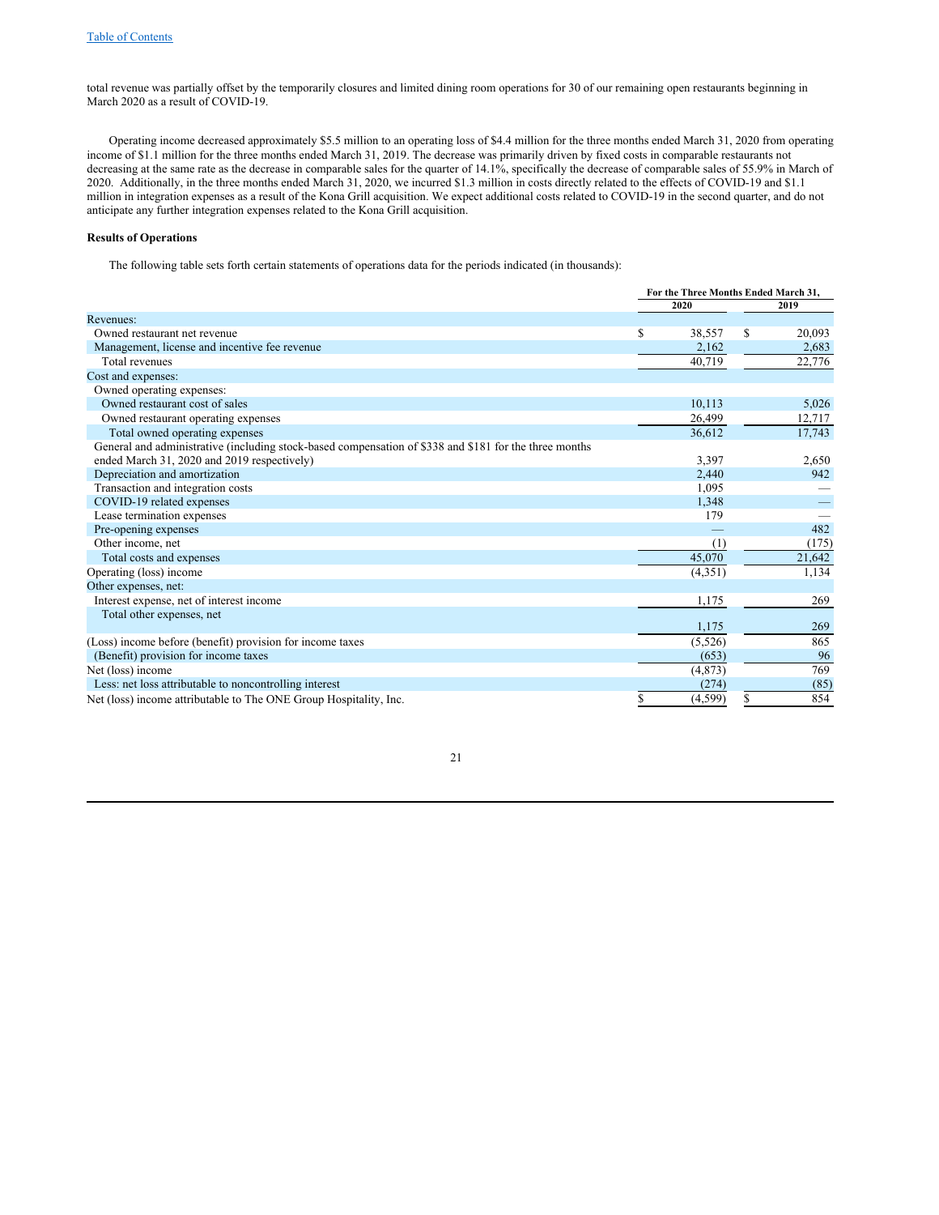total revenue was partially offset by the temporarily closures and limited dining room operations for 30 of our remaining open restaurants beginning in March 2020 as a result of COVID-19.

Operating income decreased approximately $5.5 million to an operating loss of $4.4 million for the three months ended March 31, 2020 from operating income of $1.1 million for the three months ended March 31, 2019. The decrease was primarily driven by fixed costs in comparable restaurants not decreasing at the same rate as the decrease in comparable sales for the quarter of 14.1%, specifically the decrease of comparable sales of 55.9% in March of 2020. Additionally, in the three months ended March 31, 2020, we incurred $1.3 million in costs directly related to the effects of COVID-19 and $1.1 million in integration expenses as a result of the Kona Grill acquisition. We expect additional costs related to COVID-19 in the second quarter, and do not anticipate any further integration expenses related to the Kona Grill acquisition.

**Results of Operations**

The following table sets forth certain statements of operations data for the periods indicated (in thousands):

| | For the Three Months Ended March 31, | |
|---|---|---|
| | 2020 | 2019 |
| Revenues: | | |
| Owned restaurant net revenue | $ 38,557 | $ 20,093 |
| Management, license and incentive fee revenue | 2,162 | 2,683 |
| Total revenues | 40,719 | 22,776 |
| Cost and expenses: | | |
| Owned operating expenses: | | |
| Owned restaurant cost of sales | 10,113 | 5,026 |
| Owned restaurant operating expenses | 26,499 | 12,717 |
| Total owned operating expenses | 36,612 | 17,743 |
| General and administrative (including stock-based compensation of $338 and $181 for the three months ended March 31, 2020 and 2019 respectively) | 3,397 | 2,650 |
| Depreciation and amortization | 2,440 | 942 |
| Transaction and integration costs | 1,095 | — |
| COVID-19 related expenses | 1,348 | — |
| Lease termination expenses | 179 | — |
| Pre-opening expenses | — | 482 |
| Other income, net | (1) | (175) |
| Total costs and expenses | 45,070 | 21,642 |
| Operating (loss) income | (4,351) | 1,134 |
| Other expenses, net: | | |
| Interest expense, net of interest income | 1,175 | 269 |
| Total other expenses, net | 1,175 | 269 |
| (Loss) income before (benefit) provision for income taxes | (5,526) | 865 |
| (Benefit) provision for income taxes | (653) | 96 |
| Net (loss) income | (4,873) | 769 |
| Less: net loss attributable to noncontrolling interest | (274) | (85) |
| Net (loss) income attributable to The ONE Group Hospitality, Inc. | $ (4,599) | $ 854 |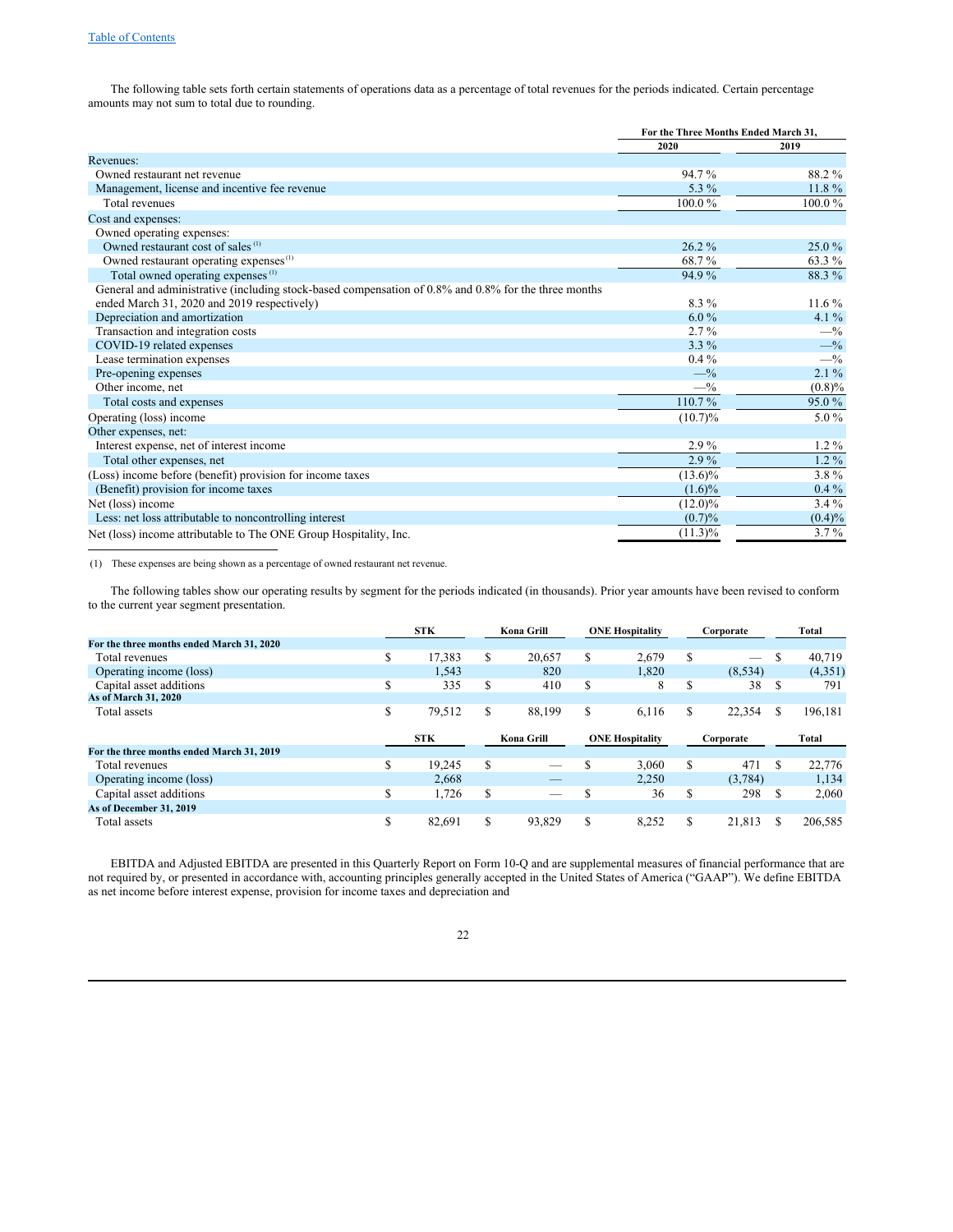The following table sets forth certain statements of operations data as a percentage of total revenues for the periods indicated. Certain percentage amounts may not sum to total due to rounding.

| | For the Three Months Ended March 31, | |
|---|---|---|
| | 2020 | 2019 |
| Revenues: | | |
| Owned restaurant net revenue | 94.7 % | 88.2 % |
| Management, license and incentive fee revenue | 5.3 % | 11.8 % |
| Total revenues | 100.0 % | 100.0 % |
| Cost and expenses: | | |
| Owned operating expenses: | | |
| Owned restaurant cost of sales [(1)] | 26.2 % | 25.0 % |
| Owned restaurant operating expenses [(1)] | 68.7 % | 63.3 % |
| Total owned operating expenses [(1)] | 94.9 % | 88.3 % |
| General and administrative (including stock-based compensation of 0.8% and 0.8% for the three months ended March 31, 2020 and 2019 respectively) | 8.3 % | 11.6 % |
| Depreciation and amortization | 6.0 % | 4.1 % |
| Transaction and integration costs | 2.7 % | —% |
| COVID-19 related expenses | 3.3 % | —% |
| Lease termination expenses | 0.4 % | —% |
| Pre-opening expenses | —% | 2.1 % |
| Other income, net | —% | (0.8)% |
| Total costs and expenses | 110.7 % | 95.0 % |
| Operating (loss) income | (10.7)% | 5.0 % |
| Other expenses, net: | | |
| Interest expense, net of interest income | 2.9 % | 1.2 % |
| Total other expenses, net | 2.9 % | 1.2 % |
| (Loss) income before (benefit) provision for income taxes | (13.6)% | 3.8 % |
| (Benefit) provision for income taxes | (1.6)% | 0.4 % |
| Net (loss) income | (12.0)% | 3.4 % |
| Less: net loss attributable to noncontrolling interest | (0.7)% | (0.4)% |
| Net (loss) income attributable to The ONE Group Hospitality, Inc. | (11.3)% | 3.7 % |

(1) These expenses are being shown as a percentage of owned restaurant net revenue.

The following tables show our operating results by segment for the periods indicated (in thousands). Prior year amounts have been revised to conform to the current year segment presentation.

| | STK | Kona Grill | ONE Hospitality | Corporate | Total |
|---|---|---|---|---|---|
| **For the three months ended March 31, 2020** | | | | | |
| Total revenues | $ 17,383 | $ 20,657 | $ 2,679 | $ — | $ 40,719 |
| Operating income (loss) | 1,543 | 820 | 1,820 | (8,534) | (4,351) |
| Capital asset additions | $ 335 | $ 410 | $ 8 | $ 38 | $ 791 |
| **As of March 31, 2020** | | | | | |
| Total assets | $ 79,512 | $ 88,199 | $ 6,116 | $ 22,354 | $ 196,181 |

| | STK | Kona Grill | ONE Hospitality | Corporate | Total |
|---|---|---|---|---|---|
| **For the three months ended March 31, 2019** | | | | | |
| Total revenues | $ 19,245 | $ — | $ 3,060 | $ 471 | $ 22,776 |
| Operating income (loss) | 2,668 | — | 2,250 | (3,784) | 1,134 |
| Capital asset additions | $ 1,726 | $ — | $ 36 | $ 298 | $ 2,060 |
| **As of December 31, 2019** | | | | | |
| Total assets | $ 82,691 | $ 93,829 | $ 8,252 | $ 21,813 | $ 206,585 |

EBITDA and Adjusted EBITDA are presented in this Quarterly Report on Form 10-Q and are supplemental measures of financial performance that are not required by, or presented in accordance with, accounting principles generally accepted in the United States of America ("GAAP"). We define EBITDA as net income before interest expense, provision for income taxes and depreciation and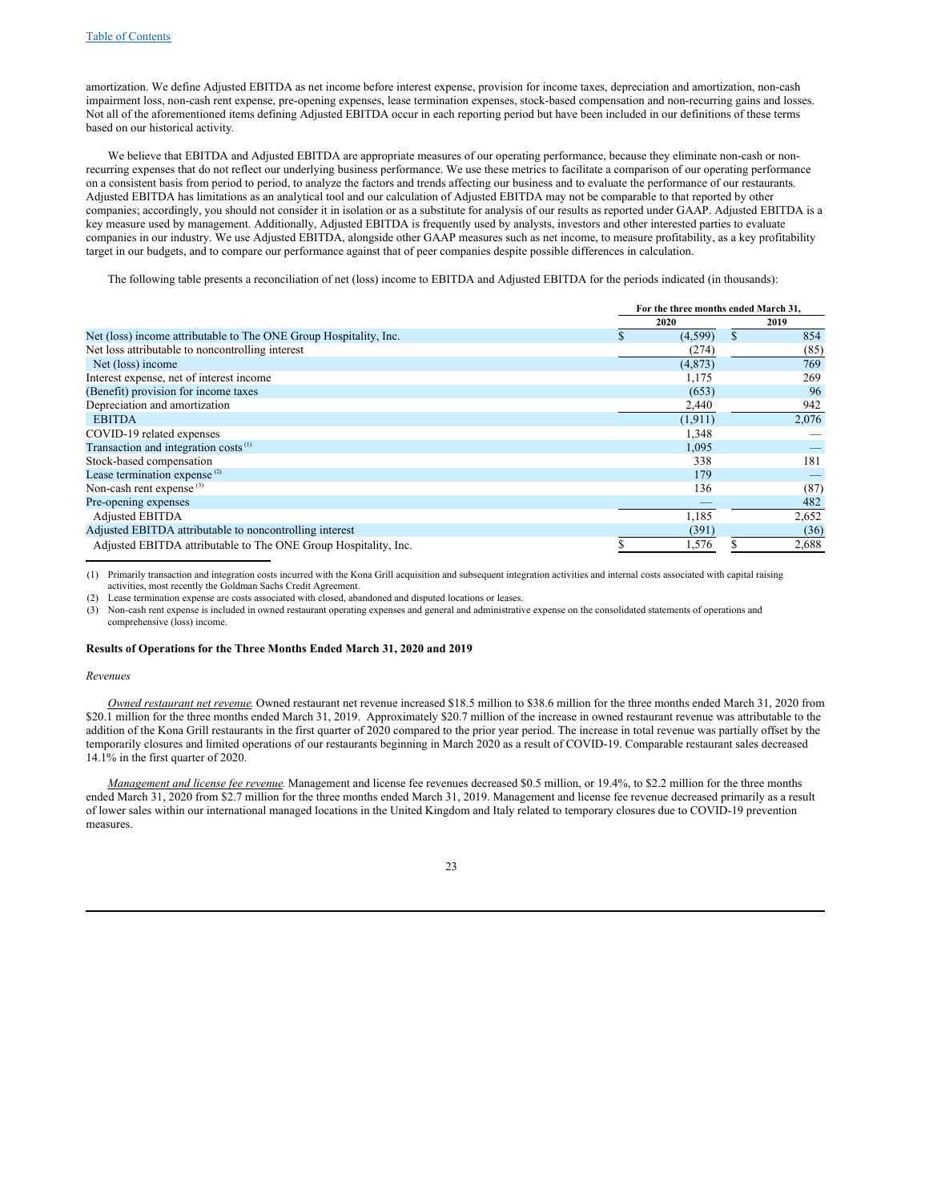amortization. We define Adjusted EBITDA as net income before interest expense, provision for income taxes, depreciation and amortization, non-cash impairment loss, non-cash rent expense, pre-opening expenses, lease termination expenses, stock-based compensation and non-recurring gains and losses. Not all of the aforementioned items defining Adjusted EBITDA occur in each reporting period but have been included in our definitions of these terms based on our historical activity.

We believe that EBITDA and Adjusted EBITDA are appropriate measures of our operating performance, because they eliminate non-cash or non-recurring expenses that do not reflect our underlying business performance. We use these metrics to facilitate a comparison of our operating performance on a consistent basis from period to period, to analyze the factors and trends affecting our business and to evaluate the performance of our restaurants. Adjusted EBITDA has limitations as an analytical tool and our calculation of Adjusted EBITDA may not be comparable to that reported by other companies; accordingly, you should not consider it in isolation or as a substitute for analysis of our results as reported under GAAP. Adjusted EBITDA is a key measure used by management. Additionally, Adjusted EBITDA is frequently used by analysts, investors and other interested parties to evaluate companies in our industry. We use Adjusted EBITDA, alongside other GAAP measures such as net income, to measure profitability, as a key profitability target in our budgets, and to compare our performance against that of peer companies despite possible differences in calculation.

The following table presents a reconciliation of net (loss) income to EBITDA and Adjusted EBITDA for the periods indicated (in thousands):

| | For the three months ended March 31, | |
|---|---|---|
| | 2020 | 2019 |
| Net (loss) income attributable to The ONE Group Hospitality, Inc. | $ (4,599) | $ 854 |
| Net loss attributable to noncontrolling interest | (274) | (85) |
| Net (loss) income | (4,873) | 769 |
| Interest expense, net of interest income | 1,175 | 269 |
| (Benefit) provision for income taxes | (653) | 96 |
| Depreciation and amortization | 2,440 | 942 |
| EBITDA | (1,911) | 2,076 |
| COVID-19 related expenses | 1,348 | — |
| Transaction and integration costs [1] | 1,095 | — |
| Stock-based compensation | 338 | 181 |
| Lease termination expense [2] | 179 | — |
| Non-cash rent expense [3] | 136 | (87) |
| Pre-opening expenses | — | 482 |
| Adjusted EBITDA | 1,185 | 2,652 |
| Adjusted EBITDA attributable to noncontrolling interest | (391) | (36) |
| Adjusted EBITDA attributable to The ONE Group Hospitality, Inc. | $ 1,576 | $ 2,688 |

(1) Primarily transaction and integration costs incurred with the Kona Grill acquisition and subsequent integration activities and internal costs associated with capital raising activities, most recently the Goldman Sachs Credit Agreement.

(2) Lease termination expense are costs associated with closed, abandoned and disputed locations or leases.

(3) Non-cash rent expense is included in owned restaurant operating expenses and general and administrative expense on the consolidated statements of operations and comprehensive (loss) income.

**Results of Operations for the Three Months Ended March 31, 2020 and 2019**

*Revenues*

*Owned restaurant net revenue.* Owned restaurant net revenue increased $18.5 million to $38.6 million for the three months ended March 31, 2020 from $20.1 million for the three months ended March 31, 2019. Approximately $20.7 million of the increase in owned restaurant revenue was attributable to the addition of the Kona Grill restaurants in the first quarter of 2020 compared to the prior year period. The increase in total revenue was partially offset by the temporarily closures and limited operations of our restaurants beginning in March 2020 as a result of COVID-19. Comparable restaurant sales decreased 14.1% in the first quarter of 2020.

*Management and license fee revenue.* Management and license fee revenues decreased $0.5 million, or 19.4%, to $2.2 million for the three months ended March 31, 2020 from $2.7 million for the three months ended March 31, 2019. Management and license fee revenue decreased primarily as a result of lower sales within our international managed locations in the United Kingdom and Italy related to temporary closures due to COVID-19 prevention measures.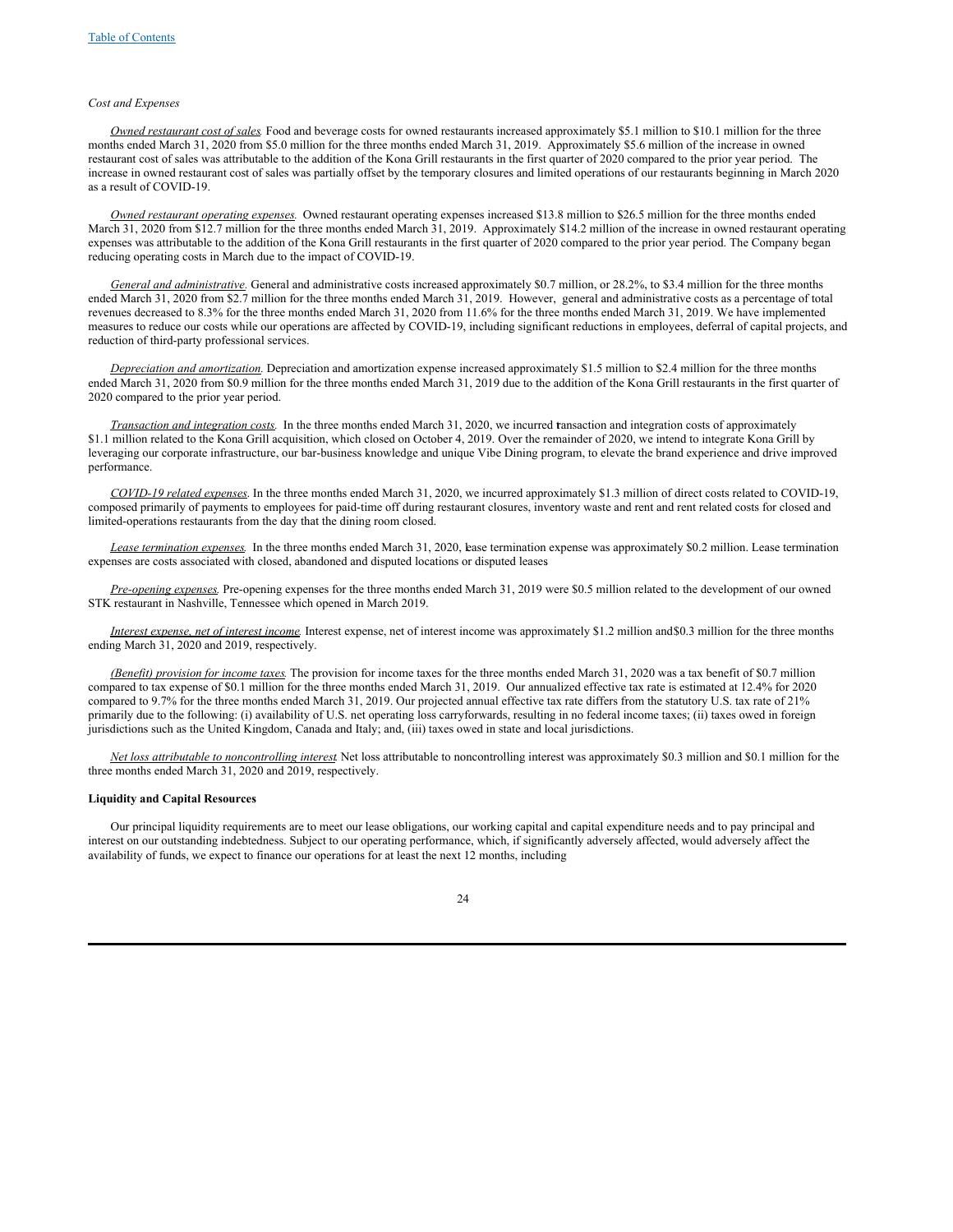*Cost and Expenses*

*Owned restaurant cost of sales*. Food and beverage costs for owned restaurants increased approximately $5.1 million to $10.1 million for the three months ended March 31, 2020 from $5.0 million for the three months ended March 31, 2019. Approximately $5.6 million of the increase in owned restaurant cost of sales was attributable to the addition of the Kona Grill restaurants in the first quarter of 2020 compared to the prior year period. The increase in owned restaurant cost of sales was partially offset by the temporary closures and limited operations of our restaurants beginning in March 2020 as a result of COVID-19.

*Owned restaurant operating expenses*. Owned restaurant operating expenses increased $13.8 million to $26.5 million for the three months ended March 31, 2020 from $12.7 million for the three months ended March 31, 2019. Approximately $14.2 million of the increase in owned restaurant operating expenses was attributable to the addition of the Kona Grill restaurants in the first quarter of 2020 compared to the prior year period. The Company began reducing operating costs in March due to the impact of COVID-19.

*General and administrative*. General and administrative costs increased approximately $0.7 million, or 28.2%, to $3.4 million for the three months ended March 31, 2020 from $2.7 million for the three months ended March 31, 2019. However, general and administrative costs as a percentage of total revenues decreased to 8.3% for the three months ended March 31, 2020 from 11.6% for the three months ended March 31, 2019. We have implemented measures to reduce our costs while our operations are affected by COVID-19, including significant reductions in employees, deferral of capital projects, and reduction of third-party professional services.

*Depreciation and amortization*. Depreciation and amortization expense increased approximately $1.5 million to $2.4 million for the three months ended March 31, 2020 from $0.9 million for the three months ended March 31, 2019 due to the addition of the Kona Grill restaurants in the first quarter of 2020 compared to the prior year period.

*Transaction and integration costs*. In the three months ended March 31, 2020, we incurred transaction and integration costs of approximately $1.1 million related to the Kona Grill acquisition, which closed on October 4, 2019. Over the remainder of 2020, we intend to integrate Kona Grill by leveraging our corporate infrastructure, our bar-business knowledge and unique Vibe Dining program, to elevate the brand experience and drive improved performance.

*COVID-19 related expenses*. In the three months ended March 31, 2020, we incurred approximately $1.3 million of direct costs related to COVID-19, composed primarily of payments to employees for paid-time off during restaurant closures, inventory waste and rent and rent related costs for closed and limited-operations restaurants from the day that the dining room closed.

*Lease termination expenses*. In the three months ended March 31, 2020, lease termination expense was approximately $0.2 million. Lease termination expenses are costs associated with closed, abandoned and disputed locations or disputed leases

*Pre-opening expenses*. Pre-opening expenses for the three months ended March 31, 2019 were $0.5 million related to the development of our owned STK restaurant in Nashville, Tennessee which opened in March 2019.

*Interest expense, net of interest income*. Interest expense, net of interest income was approximately $1.2 million and $0.3 million for the three months ending March 31, 2020 and 2019, respectively.

*(Benefit) provision for income taxes*. The provision for income taxes for the three months ended March 31, 2020 was a tax benefit of $0.7 million compared to tax expense of $0.1 million for the three months ended March 31, 2019. Our annualized effective tax rate is estimated at 12.4% for 2020 compared to 9.7% for the three months ended March 31, 2019. Our projected annual effective tax rate differs from the statutory U.S. tax rate of 21% primarily due to the following: (i) availability of U.S. net operating loss carryforwards, resulting in no federal income taxes; (ii) taxes owed in foreign jurisdictions such as the United Kingdom, Canada and Italy; and, (iii) taxes owed in state and local jurisdictions.

*Net loss attributable to noncontrolling interest*. Net loss attributable to noncontrolling interest was approximately $0.3 million and $0.1 million for the three months ended March 31, 2020 and 2019, respectively.

**Liquidity and Capital Resources**

Our principal liquidity requirements are to meet our lease obligations, our working capital and capital expenditure needs and to pay principal and interest on our outstanding indebtedness. Subject to our operating performance, which, if significantly adversely affected, would adversely affect the availability of funds, we expect to finance our operations for at least the next 12 months, including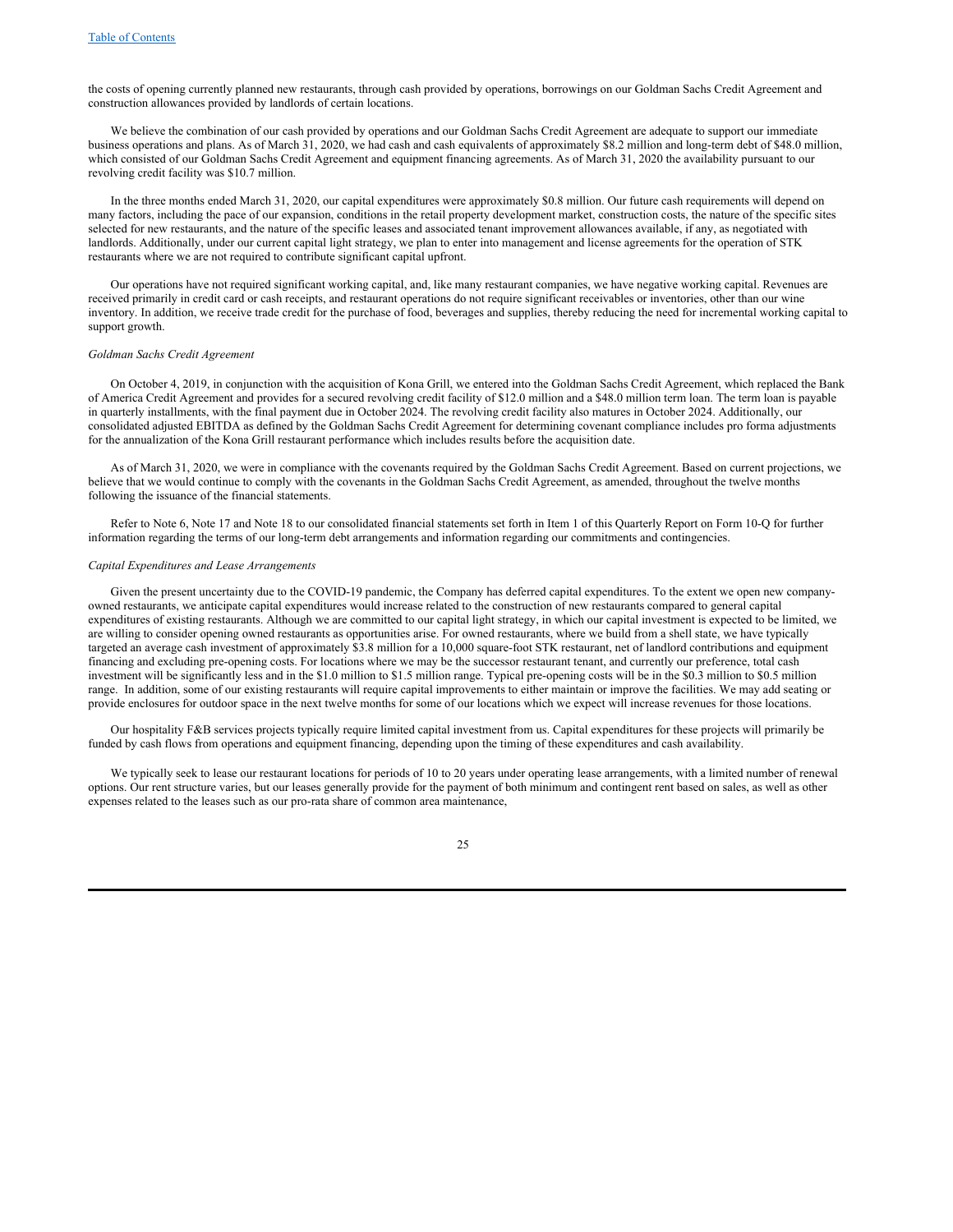the costs of opening currently planned new restaurants, through cash provided by operations, borrowings on our Goldman Sachs Credit Agreement and construction allowances provided by landlords of certain locations.

We believe the combination of our cash provided by operations and our Goldman Sachs Credit Agreement are adequate to support our immediate business operations and plans. As of March 31, 2020, we had cash and cash equivalents of approximately $8.2 million and long-term debt of $48.0 million, which consisted of our Goldman Sachs Credit Agreement and equipment financing agreements. As of March 31, 2020 the availability pursuant to our revolving credit facility was $10.7 million.

In the three months ended March 31, 2020, our capital expenditures were approximately $0.8 million. Our future cash requirements will depend on many factors, including the pace of our expansion, conditions in the retail property development market, construction costs, the nature of the specific sites selected for new restaurants, and the nature of the specific leases and associated tenant improvement allowances available, if any, as negotiated with landlords. Additionally, under our current capital light strategy, we plan to enter into management and license agreements for the operation of STK restaurants where we are not required to contribute significant capital upfront.

Our operations have not required significant working capital, and, like many restaurant companies, we have negative working capital. Revenues are received primarily in credit card or cash receipts, and restaurant operations do not require significant receivables or inventories, other than our wine inventory. In addition, we receive trade credit for the purchase of food, beverages and supplies, thereby reducing the need for incremental working capital to support growth.

*Goldman Sachs Credit Agreement*

On October 4, 2019, in conjunction with the acquisition of Kona Grill, we entered into the Goldman Sachs Credit Agreement, which replaced the Bank of America Credit Agreement and provides for a secured revolving credit facility of $12.0 million and a $48.0 million term loan. The term loan is payable in quarterly installments, with the final payment due in October 2024. The revolving credit facility also matures in October 2024. Additionally, our consolidated adjusted EBITDA as defined by the Goldman Sachs Credit Agreement for determining covenant compliance includes pro forma adjustments for the annualization of the Kona Grill restaurant performance which includes results before the acquisition date.

As of March 31, 2020, we were in compliance with the covenants required by the Goldman Sachs Credit Agreement. Based on current projections, we believe that we would continue to comply with the covenants in the Goldman Sachs Credit Agreement, as amended, throughout the twelve months following the issuance of the financial statements.

Refer to Note 6, Note 17 and Note 18 to our consolidated financial statements set forth in Item 1 of this Quarterly Report on Form 10-Q for further information regarding the terms of our long-term debt arrangements and information regarding our commitments and contingencies.

*Capital Expenditures and Lease Arrangements*

Given the present uncertainty due to the COVID-19 pandemic, the Company has deferred capital expenditures. To the extent we open new company-owned restaurants, we anticipate capital expenditures would increase related to the construction of new restaurants compared to general capital expenditures of existing restaurants. Although we are committed to our capital light strategy, in which our capital investment is expected to be limited, we are willing to consider opening owned restaurants as opportunities arise. For owned restaurants, where we build from a shell state, we have typically targeted an average cash investment of approximately $3.8 million for a 10,000 square-foot STK restaurant, net of landlord contributions and equipment financing and excluding pre-opening costs. For locations where we may be the successor restaurant tenant, and currently our preference, total cash investment will be significantly less and in the $1.0 million to $1.5 million range. Typical pre-opening costs will be in the $0.3 million to $0.5 million range. In addition, some of our existing restaurants will require capital improvements to either maintain or improve the facilities. We may add seating or provide enclosures for outdoor space in the next twelve months for some of our locations which we expect will increase revenues for those locations.

Our hospitality F&B services projects typically require limited capital investment from us. Capital expenditures for these projects will primarily be funded by cash flows from operations and equipment financing, depending upon the timing of these expenditures and cash availability.

We typically seek to lease our restaurant locations for periods of 10 to 20 years under operating lease arrangements, with a limited number of renewal options. Our rent structure varies, but our leases generally provide for the payment of both minimum and contingent rent based on sales, as well as other expenses related to the leases such as our pro-rata share of common area maintenance,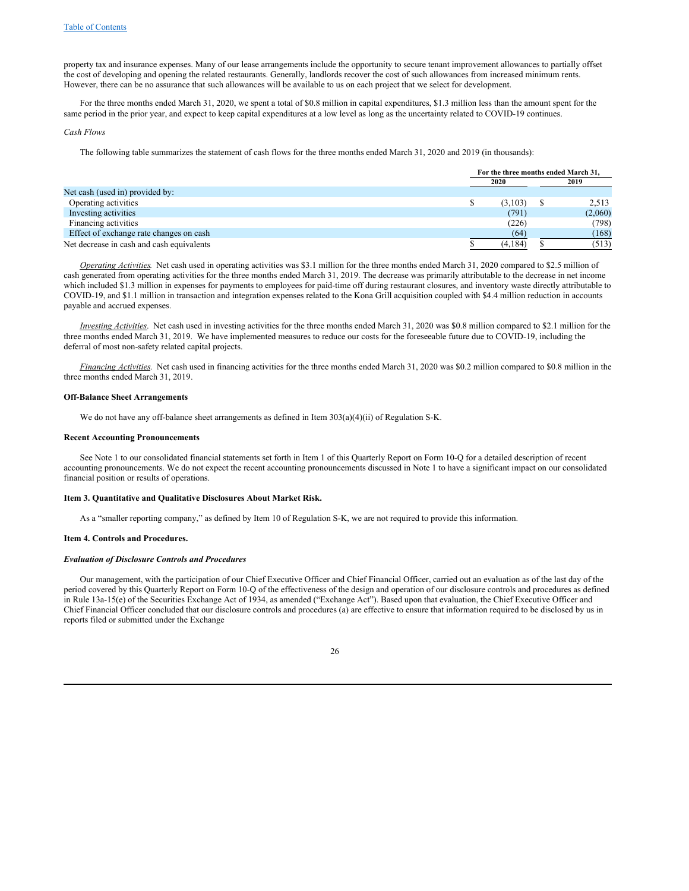property tax and insurance expenses. Many of our lease arrangements include the opportunity to secure tenant improvement allowances to partially offset the cost of developing and opening the related restaurants. Generally, landlords recover the cost of such allowances from increased minimum rents. However, there can be no assurance that such allowances will be available to us on each project that we select for development.

For the three months ended March 31, 2020, we spent a total of $0.8 million in capital expenditures, $1.3 million less than the amount spent for the same period in the prior year, and expect to keep capital expenditures at a low level as long as the uncertainty related to COVID-19 continues.

*Cash Flows*

The following table summarizes the statement of cash flows for the three months ended March 31, 2020 and 2019 (in thousands):

| | For the three months ended March 31, | |
|---|---|---|
| | 2020 | 2019 |
| Net cash (used in) provided by: | | |
| Operating activities | $ (3,103) | $ 2,513 |
| Investing activities | (791) | (2,060) |
| Financing activities | (226) | (798) |
| Effect of exchange rate changes on cash | (64) | (168) |
| Net decrease in cash and cash equivalents | $ (4,184) | $ (513) |

*Operating Activities.* Net cash used in operating activities was $3.1 million for the three months ended March 31, 2020 compared to $2.5 million of cash generated from operating activities for the three months ended March 31, 2019. The decrease was primarily attributable to the decrease in net income which included $1.3 million in expenses for payments to employees for paid-time off during restaurant closures, and inventory waste directly attributable to COVID-19, and $1.1 million in transaction and integration expenses related to the Kona Grill acquisition coupled with $4.4 million reduction in accounts payable and accrued expenses.

*Investing Activities.* Net cash used in investing activities for the three months ended March 31, 2020 was $0.8 million compared to $2.1 million for the three months ended March 31, 2019. We have implemented measures to reduce our costs for the foreseeable future due to COVID-19, including the deferral of most non-safety related capital projects.

*Financing Activities.* Net cash used in financing activities for the three months ended March 31, 2020 was $0.2 million compared to $0.8 million in the three months ended March 31, 2019.

**Off-Balance Sheet Arrangements**

We do not have any off-balance sheet arrangements as defined in Item 303(a)(4)(ii) of Regulation S-K.

**Recent Accounting Pronouncements**

See Note 1 to our consolidated financial statements set forth in Item 1 of this Quarterly Report on Form 10-Q for a detailed description of recent accounting pronouncements. We do not expect the recent accounting pronouncements discussed in Note 1 to have a significant impact on our consolidated financial position or results of operations.

**Item 3. Quantitative and Qualitative Disclosures About Market Risk.**

As a "smaller reporting company," as defined by Item 10 of Regulation S-K, we are not required to provide this information.

**Item 4. Controls and Procedures.**

***Evaluation of Disclosure Controls and Procedures***

Our management, with the participation of our Chief Executive Officer and Chief Financial Officer, carried out an evaluation as of the last day of the period covered by this Quarterly Report on Form 10-Q of the effectiveness of the design and operation of our disclosure controls and procedures as defined in Rule 13a-15(e) of the Securities Exchange Act of 1934, as amended ("Exchange Act"). Based upon that evaluation, the Chief Executive Officer and Chief Financial Officer concluded that our disclosure controls and procedures (a) are effective to ensure that information required to be disclosed by us in reports filed or submitted under the Exchange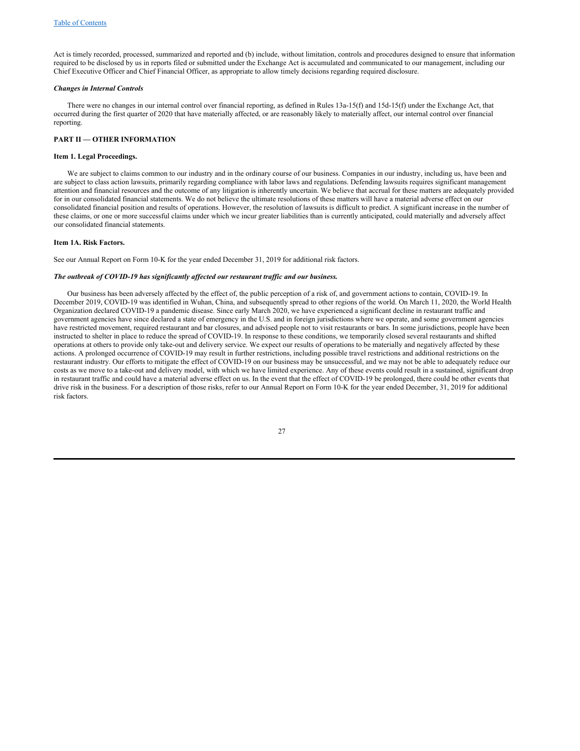Act is timely recorded, processed, summarized and reported and (b) include, without limitation, controls and procedures designed to ensure that information required to be disclosed by us in reports filed or submitted under the Exchange Act is accumulated and communicated to our management, including our Chief Executive Officer and Chief Financial Officer, as appropriate to allow timely decisions regarding required disclosure.

***Changes in Internal Controls***

There were no changes in our internal control over financial reporting, as defined in Rules 13a-15(f) and 15d-15(f) under the Exchange Act, that occurred during the first quarter of 2020 that have materially affected, or are reasonably likely to materially affect, our internal control over financial reporting.

## PART II — OTHER INFORMATION

### Item 1. Legal Proceedings.

We are subject to claims common to our industry and in the ordinary course of our business. Companies in our industry, including us, have been and are subject to class action lawsuits, primarily regarding compliance with labor laws and regulations. Defending lawsuits requires significant management attention and financial resources and the outcome of any litigation is inherently uncertain. We believe that accrual for these matters are adequately provided for in our consolidated financial statements. We do not believe the ultimate resolutions of these matters will have a material adverse effect on our consolidated financial position and results of operations. However, the resolution of lawsuits is difficult to predict. A significant increase in the number of these claims, or one or more successful claims under which we incur greater liabilities than is currently anticipated, could materially and adversely affect our consolidated financial statements.

### Item 1A. Risk Factors.

See our Annual Report on Form 10-K for the year ended December 31, 2019 for additional risk factors.

***The outbreak of COVID-19 has significantly affected our restaurant traffic and our business.***

Our business has been adversely affected by the effect of, the public perception of a risk of, and government actions to contain, COVID-19. In December 2019, COVID-19 was identified in Wuhan, China, and subsequently spread to other regions of the world. On March 11, 2020, the World Health Organization declared COVID-19 a pandemic disease. Since early March 2020, we have experienced a significant decline in restaurant traffic and government agencies have since declared a state of emergency in the U.S. and in foreign jurisdictions where we operate, and some government agencies have restricted movement, required restaurant and bar closures, and advised people not to visit restaurants or bars. In some jurisdictions, people have been instructed to shelter in place to reduce the spread of COVID-19. In response to these conditions, we temporarily closed several restaurants and shifted operations at others to provide only take-out and delivery service. We expect our results of operations to be materially and negatively affected by these actions. A prolonged occurrence of COVID-19 may result in further restrictions, including possible travel restrictions and additional restrictions on the restaurant industry. Our efforts to mitigate the effect of COVID-19 on our business may be unsuccessful, and we may not be able to adequately reduce our costs as we move to a take-out and delivery model, with which we have limited experience. Any of these events could result in a sustained, significant drop in restaurant traffic and could have a material adverse effect on us. In the event that the effect of COVID-19 be prolonged, there could be other events that drive risk in the business. For a description of those risks, refer to our Annual Report on Form 10-K for the year ended December, 31, 2019 for additional risk factors.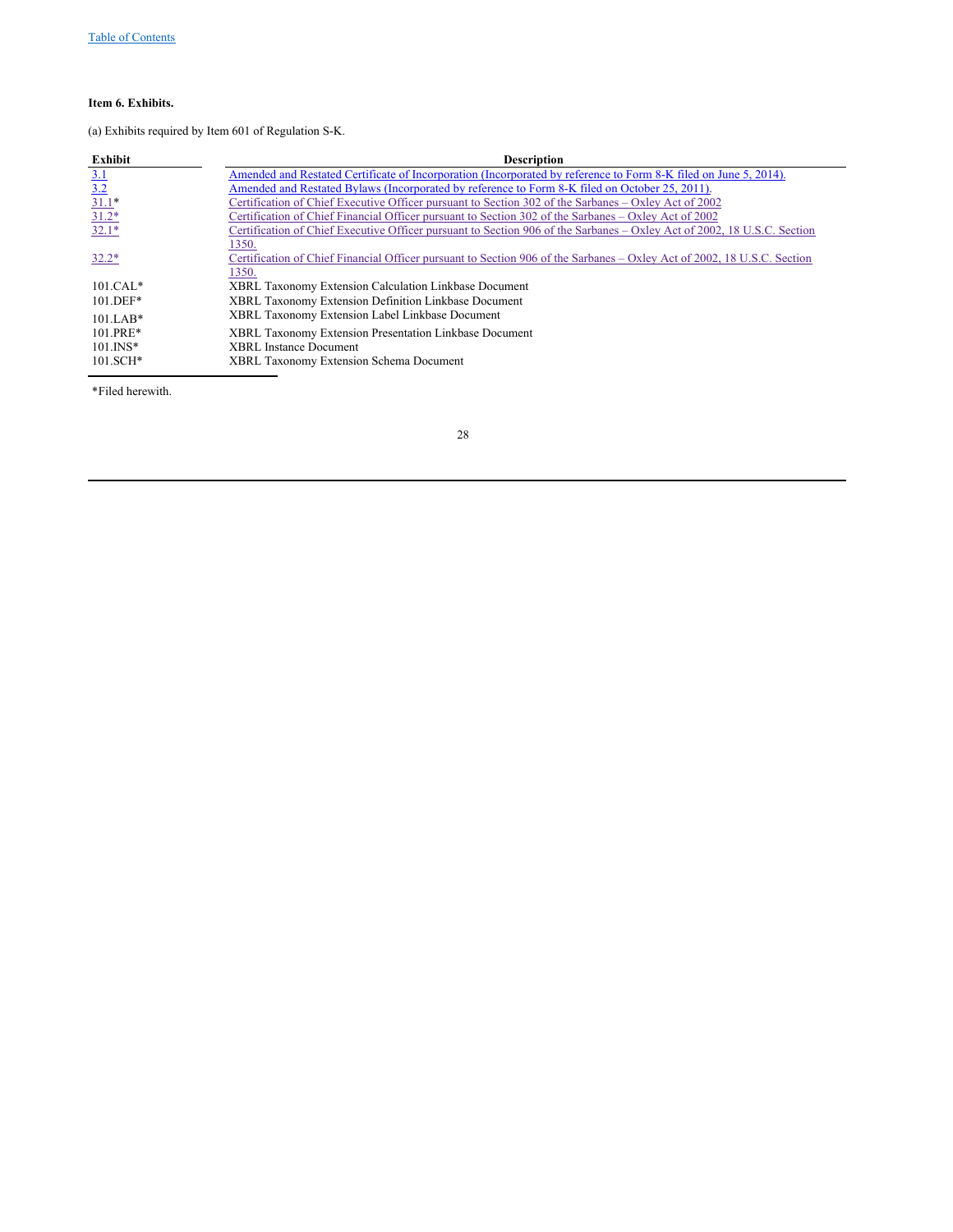**Item 6. Exhibits.**

(a) Exhibits required by Item 601 of Regulation S-K.

| Exhibit | Description |
|---|---|
| 3.1 | Amended and Restated Certificate of Incorporation (Incorporated by reference to Form 8-K filed on June 5, 2014). |
| 3.2 | Amended and Restated Bylaws (Incorporated by reference to Form 8-K filed on October 25, 2011). |
| 31.1* | Certification of Chief Executive Officer pursuant to Section 302 of the Sarbanes – Oxley Act of 2002 |
| 31.2* | Certification of Chief Financial Officer pursuant to Section 302 of the Sarbanes – Oxley Act of 2002 |
| 32.1* | Certification of Chief Executive Officer pursuant to Section 906 of the Sarbanes – Oxley Act of 2002, 18 U.S.C. Section 1350. |
| 32.2* | Certification of Chief Financial Officer pursuant to Section 906 of the Sarbanes – Oxley Act of 2002, 18 U.S.C. Section 1350. |
| 101.CAL* | XBRL Taxonomy Extension Calculation Linkbase Document |
| 101.DEF* | XBRL Taxonomy Extension Definition Linkbase Document |
| 101.LAB* | XBRL Taxonomy Extension Label Linkbase Document |
| 101.PRE* | XBRL Taxonomy Extension Presentation Linkbase Document |
| 101.INS* | XBRL Instance Document |
| 101.SCH* | XBRL Taxonomy Extension Schema Document |

*Filed herewith.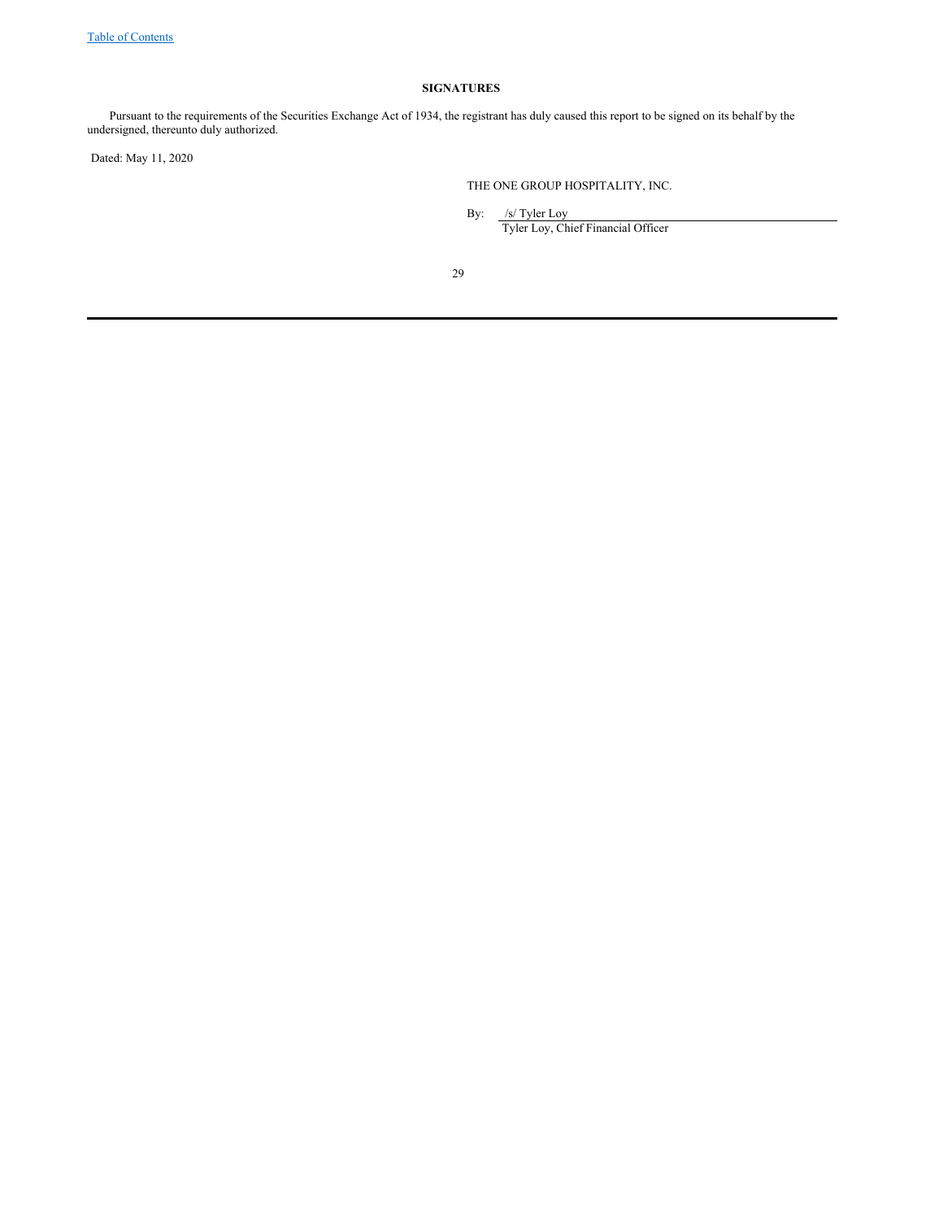## SIGNATURES

Pursuant to the requirements of the Securities Exchange Act of 1934, the registrant has duly caused this report to be signed on its behalf by the undersigned, thereunto duly authorized.

Dated: May 11, 2020

THE ONE GROUP HOSPITALITY, INC.

By: /s/ Tyler Loy
Tyler Loy, Chief Financial Officer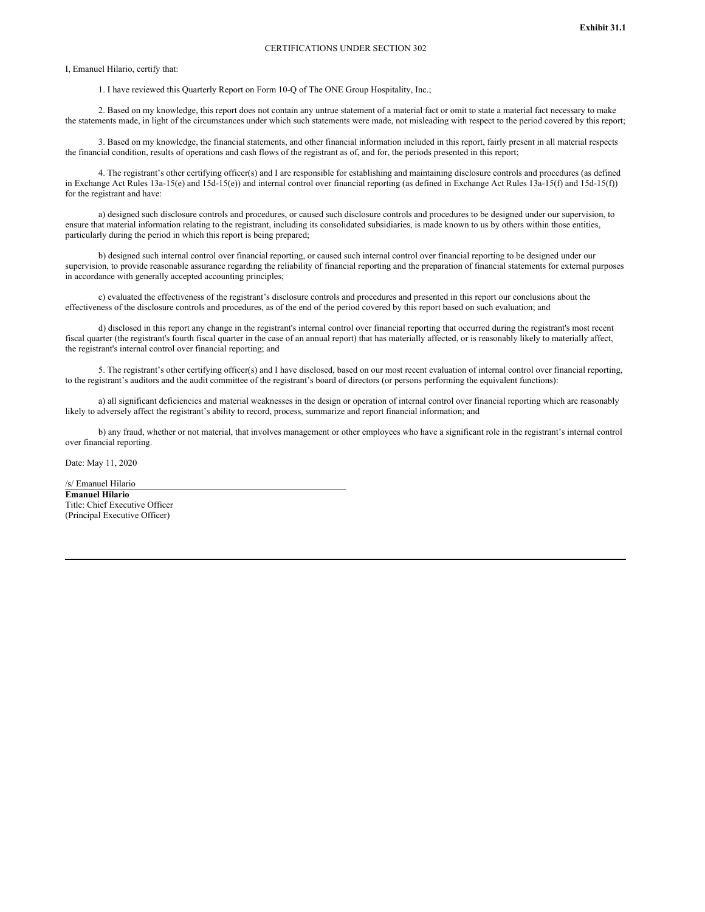**Exhibit 31.1**

CERTIFICATIONS UNDER SECTION 302

I, Emanuel Hilario, certify that:

1. I have reviewed this Quarterly Report on Form 10-Q of The ONE Group Hospitality, Inc.;

2. Based on my knowledge, this report does not contain any untrue statement of a material fact or omit to state a material fact necessary to make the statements made, in light of the circumstances under which such statements were made, not misleading with respect to the period covered by this report;

3. Based on my knowledge, the financial statements, and other financial information included in this report, fairly present in all material respects the financial condition, results of operations and cash flows of the registrant as of, and for, the periods presented in this report;

4. The registrant's other certifying officer(s) and I are responsible for establishing and maintaining disclosure controls and procedures (as defined in Exchange Act Rules 13a-15(e) and 15d-15(e)) and internal control over financial reporting (as defined in Exchange Act Rules 13a-15(f) and 15d-15(f)) for the registrant and have:

a) designed such disclosure controls and procedures, or caused such disclosure controls and procedures to be designed under our supervision, to ensure that material information relating to the registrant, including its consolidated subsidiaries, is made known to us by others within those entities, particularly during the period in which this report is being prepared;

b) designed such internal control over financial reporting, or caused such internal control over financial reporting to be designed under our supervision, to provide reasonable assurance regarding the reliability of financial reporting and the preparation of financial statements for external purposes in accordance with generally accepted accounting principles;

c) evaluated the effectiveness of the registrant's disclosure controls and procedures and presented in this report our conclusions about the effectiveness of the disclosure controls and procedures, as of the end of the period covered by this report based on such evaluation; and

d) disclosed in this report any change in the registrant's internal control over financial reporting that occurred during the registrant's most recent fiscal quarter (the registrant's fourth fiscal quarter in the case of an annual report) that has materially affected, or is reasonably likely to materially affect, the registrant's internal control over financial reporting; and

5. The registrant's other certifying officer(s) and I have disclosed, based on our most recent evaluation of internal control over financial reporting, to the registrant's auditors and the audit committee of the registrant's board of directors (or persons performing the equivalent functions):

a) all significant deficiencies and material weaknesses in the design or operation of internal control over financial reporting which are reasonably likely to adversely affect the registrant's ability to record, process, summarize and report financial information; and

b) any fraud, whether or not material, that involves management or other employees who have a significant role in the registrant's internal control over financial reporting.

Date: May 11, 2020

/s/ Emanuel Hilario
**Emanuel Hilario**
Title: Chief Executive Officer
(Principal Executive Officer)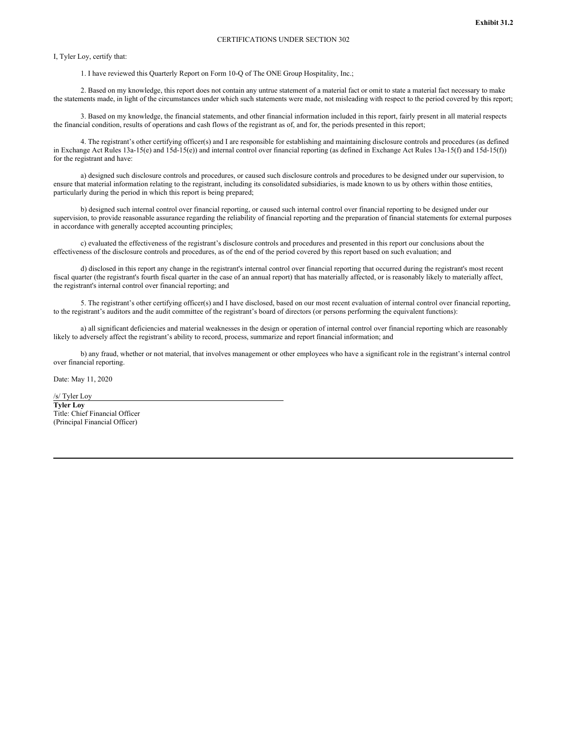**Exhibit 31.2**

CERTIFICATIONS UNDER SECTION 302

I, Tyler Loy, certify that:

1. I have reviewed this Quarterly Report on Form 10-Q of The ONE Group Hospitality, Inc.;

2. Based on my knowledge, this report does not contain any untrue statement of a material fact or omit to state a material fact necessary to make the statements made, in light of the circumstances under which such statements were made, not misleading with respect to the period covered by this report;

3. Based on my knowledge, the financial statements, and other financial information included in this report, fairly present in all material respects the financial condition, results of operations and cash flows of the registrant as of, and for, the periods presented in this report;

4. The registrant's other certifying officer(s) and I are responsible for establishing and maintaining disclosure controls and procedures (as defined in Exchange Act Rules 13a-15(e) and 15d-15(e)) and internal control over financial reporting (as defined in Exchange Act Rules 13a-15(f) and 15d-15(f)) for the registrant and have:

a) designed such disclosure controls and procedures, or caused such disclosure controls and procedures to be designed under our supervision, to ensure that material information relating to the registrant, including its consolidated subsidiaries, is made known to us by others within those entities, particularly during the period in which this report is being prepared;

b) designed such internal control over financial reporting, or caused such internal control over financial reporting to be designed under our supervision, to provide reasonable assurance regarding the reliability of financial reporting and the preparation of financial statements for external purposes in accordance with generally accepted accounting principles;

c) evaluated the effectiveness of the registrant's disclosure controls and procedures and presented in this report our conclusions about the effectiveness of the disclosure controls and procedures, as of the end of the period covered by this report based on such evaluation; and

d) disclosed in this report any change in the registrant's internal control over financial reporting that occurred during the registrant's most recent fiscal quarter (the registrant's fourth fiscal quarter in the case of an annual report) that has materially affected, or is reasonably likely to materially affect, the registrant's internal control over financial reporting; and

5. The registrant's other certifying officer(s) and I have disclosed, based on our most recent evaluation of internal control over financial reporting, to the registrant's auditors and the audit committee of the registrant's board of directors (or persons performing the equivalent functions):

a) all significant deficiencies and material weaknesses in the design or operation of internal control over financial reporting which are reasonably likely to adversely affect the registrant's ability to record, process, summarize and report financial information; and

b) any fraud, whether or not material, that involves management or other employees who have a significant role in the registrant's internal control over financial reporting.

Date: May 11, 2020

/s/ Tyler Loy
**Tyler Loy**
Title: Chief Financial Officer
(Principal Financial Officer)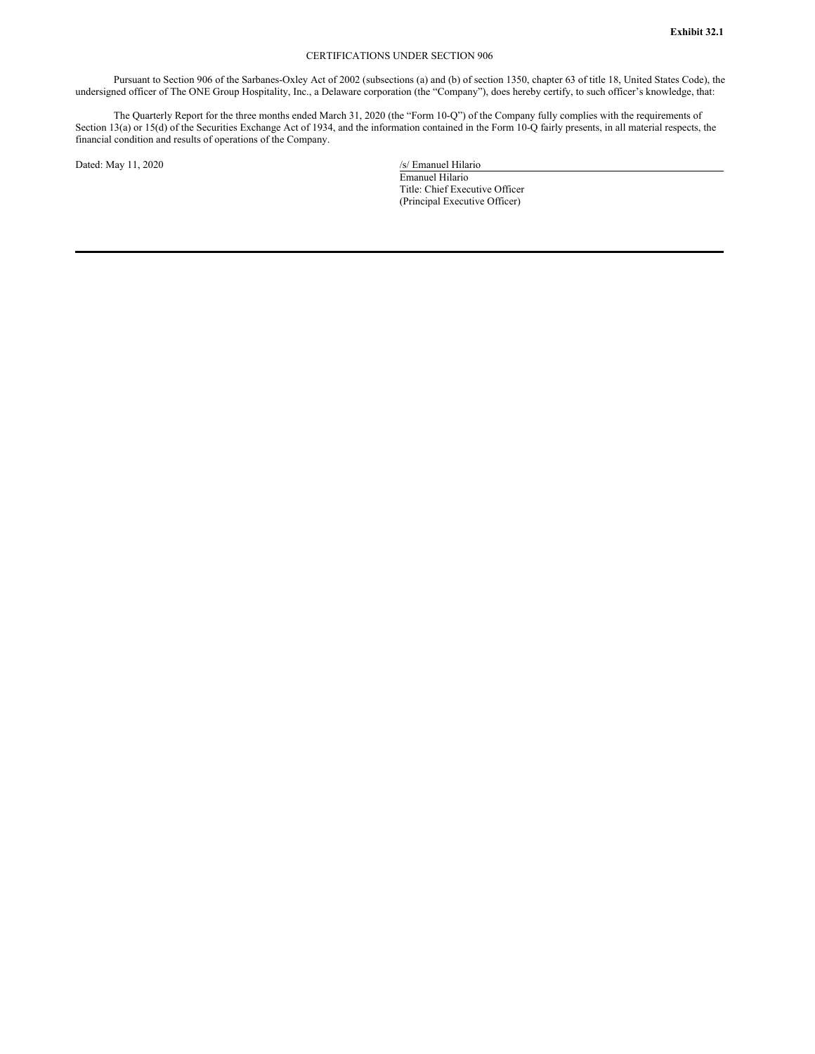**Exhibit 32.1**

CERTIFICATIONS UNDER SECTION 906

Pursuant to Section 906 of the Sarbanes-Oxley Act of 2002 (subsections (a) and (b) of section 1350, chapter 63 of title 18, United States Code), the undersigned officer of The ONE Group Hospitality, Inc., a Delaware corporation (the "Company"), does hereby certify, to such officer's knowledge, that:

The Quarterly Report for the three months ended March 31, 2020 (the "Form 10-Q") of the Company fully complies with the requirements of Section 13(a) or 15(d) of the Securities Exchange Act of 1934, and the information contained in the Form 10-Q fairly presents, in all material respects, the financial condition and results of operations of the Company.

Dated: May 11, 2020

/s/ Emanuel Hilario
Emanuel Hilario
Title: Chief Executive Officer
(Principal Executive Officer)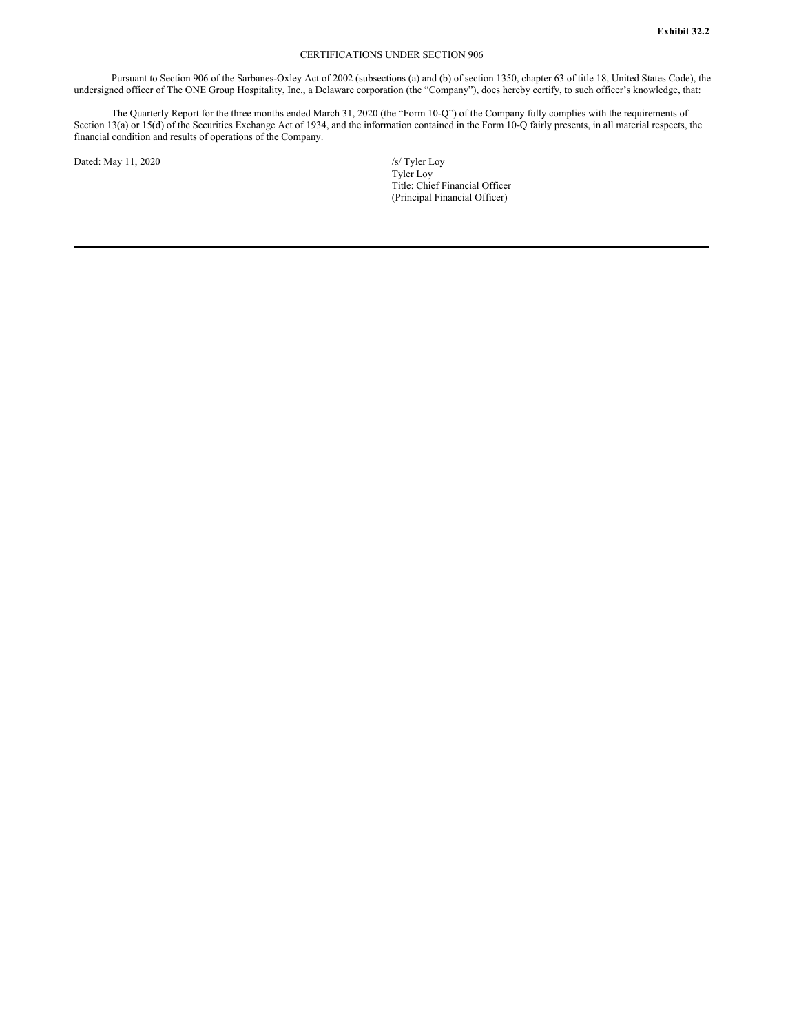**Exhibit 32.2**

CERTIFICATIONS UNDER SECTION 906

Pursuant to Section 906 of the Sarbanes-Oxley Act of 2002 (subsections (a) and (b) of section 1350, chapter 63 of title 18, United States Code), the undersigned officer of The ONE Group Hospitality, Inc., a Delaware corporation (the "Company"), does hereby certify, to such officer's knowledge, that:

The Quarterly Report for the three months ended March 31, 2020 (the "Form 10-Q") of the Company fully complies with the requirements of Section 13(a) or 15(d) of the Securities Exchange Act of 1934, and the information contained in the Form 10-Q fairly presents, in all material respects, the financial condition and results of operations of the Company.

Dated: May 11, 2020

/s/ Tyler Loy

Tyler Loy
Title: Chief Financial Officer
(Principal Financial Officer)